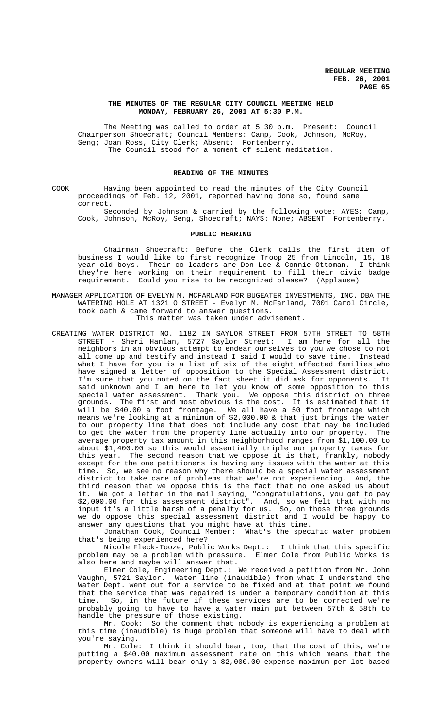**THE MINUTES OF THE REGULAR CITY COUNCIL MEETING HELD MONDAY, FEBRUARY 26, 2001 AT 5:30 P.M.**

The Meeting was called to order at 5:30 p.m. Present: Council Chairperson Shoecraft; Council Members: Camp, Cook, Johnson, McRoy, Seng; Joan Ross, City Clerk; Absent: Fortenberry.
The Council stood for a moment of silent meditation.

**READING OF THE MINUTES**

COOK Having been appointed to read the minutes of the City Council proceedings of Feb. 12, 2001, reported having done so, found same correct.

Seconded by Johnson & carried by the following vote: AYES: Camp, Cook, Johnson, McRoy, Seng, Shoecraft; NAYS: None; ABSENT: Fortenberry.

**PUBLIC HEARING**

Chairman Shoecraft: Before the Clerk calls the first item of business I would like to first recognize Troop 25 from Lincoln, 15, 18 year old boys. Their co-leaders are Don Lee & Connie Ottoman. I think they're here working on their requirement to fill their civic badge requirement. Could you rise to be recognized please? (Applause)

MANAGER APPLICATION OF EVELYN M. MCFARLAND FOR BUGEATER INVESTMENTS, INC. DBA THE WATERING HOLE AT 1321 O STREET - Evelyn M. McFarland, 7001 Carol Circle, took oath & came forward to answer questions.
This matter was taken under advisement.

CREATING WATER DISTRICT NO. 1182 IN SAYLOR STREET FROM 57TH STREET TO 58TH STREET - Sheri Hanlan, 5727 Saylor Street: I am here for all the neighbors in an obvious attempt to endear ourselves to you we chose to not all come up and testify and instead I said I would to save time. Instead what I have for you is a list of six of the eight affected families who have signed a letter of opposition to the Special Assessment district. I'm sure that you noted on the fact sheet it did ask for opponents. It said unknown and I am here to let you know of some opposition to this special water assessment. Thank you. We oppose this district on three grounds. The first and most obvious is the cost. It is estimated that it will be $40.00 a foot frontage. We all have a 50 foot frontage which means we're looking at a minimum of $2,000.00 & that just brings the water to our property line that does not include any cost that may be included to get the water from the property line actually into our property. The average property tax amount in this neighborhood ranges from $1,100.00 to about $1,400.00 so this would essentially triple our property taxes for this year. The second reason that we oppose it is that, frankly, nobody except for the one petitioners is having any issues with the water at this time. So, we see no reason why there should be a special water assessment district to take care of problems that we're not experiencing. And, the third reason that we oppose this is the fact that no one asked us about it. We got a letter in the mail saying, "congratulations, you get to pay $2,000.00 for this assessment district". And, so we felt that with no input it's a little harsh of a penalty for us. So, on those three grounds we do oppose this special assessment district and I would be happy to answer any questions that you might have at this time.

Jonathan Cook, Council Member: What's the specific water problem that's being experienced here?

Nicole Fleck-Tooze, Public Works Dept.: I think that this specific problem may be a problem with pressure. Elmer Cole from Public Works is also here and maybe will answer that.

Elmer Cole, Engineering Dept.: We received a petition from Mr. John Vaughn, 5721 Saylor. Water line (inaudible) from what I understand the Water Dept. went out for a service to be fixed and at that point we found that the service that was repaired is under a temporary condition at this time. So, in the future if these services are to be corrected we're probably going to have to have a water main put between 57th & 58th to handle the pressure of those existing.

Mr. Cook: So the comment that nobody is experiencing a problem at this time (inaudible) is huge problem that someone will have to deal with you're saying.

Mr. Cole: I think it should bear, too, that the cost of this, we're putting a $40.00 maximum assessment rate on this which means that the property owners will bear only a $2,000.00 expense maximum per lot based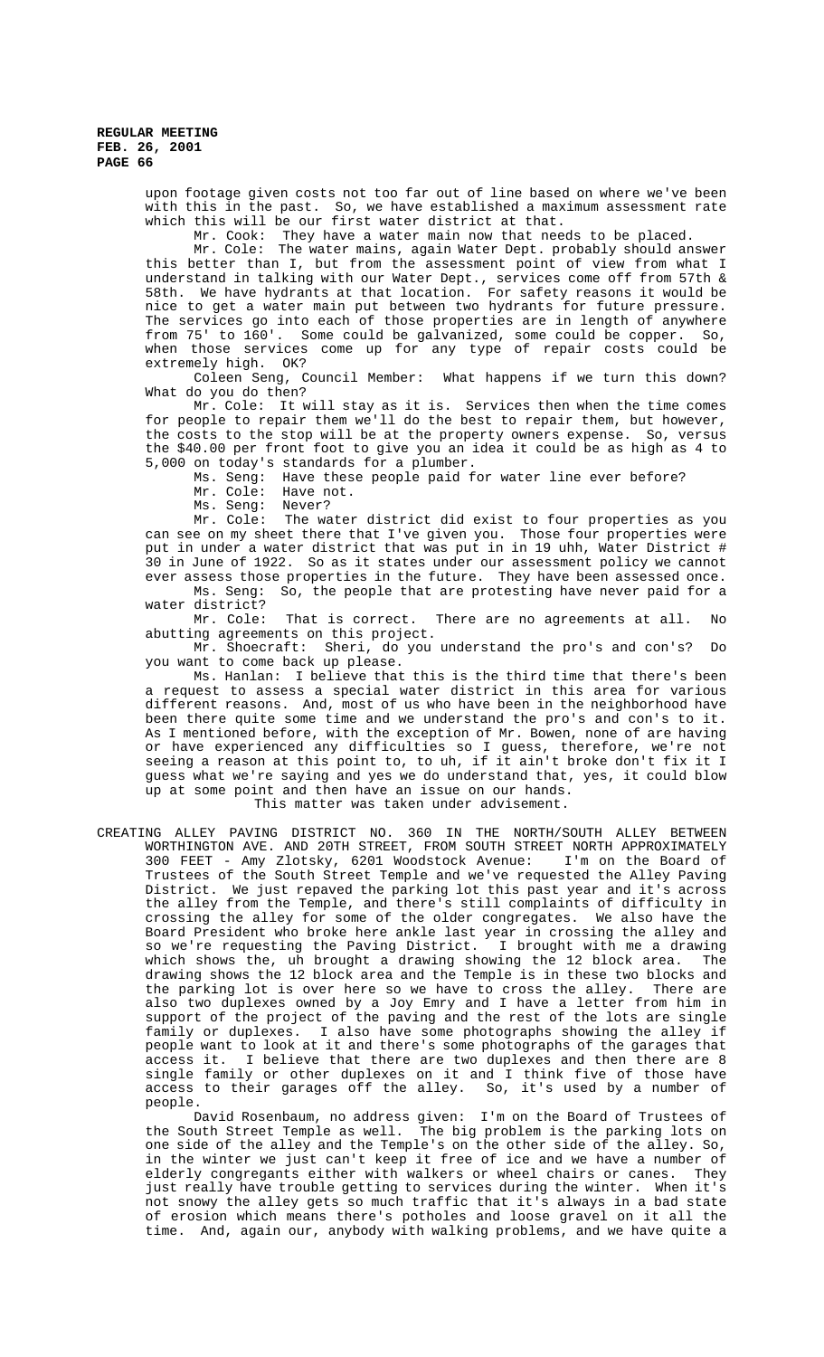upon footage given costs not too far out of line based on where we've been with this in the past. So, we have established a maximum assessment rate which this will be our first water district at that.

Mr. Cook: They have a water main now that needs to be placed.

Mr. Cole: The water mains, again Water Dept. probably should answer this better than I, but from the assessment point of view from what I understand in talking with our Water Dept., services come off from 57th & 58th. We have hydrants at that location. For safety reasons it would be nice to get a water main put between two hydrants for future pressure. The services go into each of those properties are in length of anywhere from 75' to 160'. Some could be galvanized, some could be copper. So, when those services come up for any type of repair costs could be extremely high. OK?

Coleen Seng, Council Member: What happens if we turn this down? What do you do then?

Mr. Cole: It will stay as it is. Services then when the time comes for people to repair them we'll do the best to repair them, but however, the costs to the stop will be at the property owners expense. So, versus the $40.00 per front foot to give you an idea it could be as high as 4 to 5,000 on today's standards for a plumber.

Ms. Seng: Have these people paid for water line ever before?

Mr. Cole: Have not.

Ms. Seng: Never?

Mr. Cole: The water district did exist to four properties as you can see on my sheet there that I've given you. Those four properties were put in under a water district that was put in in 19 uhh, Water District # 30 in June of 1922. So as it states under our assessment policy we cannot ever assess those properties in the future. They have been assessed once.

Ms. Seng: So, the people that are protesting have never paid for a water district?

Mr. Cole: That is correct. There are no agreements at all. No abutting agreements on this project.

Mr. Shoecraft: Sheri, do you understand the pro's and con's? Do you want to come back up please.

Ms. Hanlan: I believe that this is the third time that there's been a request to assess a special water district in this area for various different reasons. And, most of us who have been in the neighborhood have been there quite some time and we understand the pro's and con's to it. As I mentioned before, with the exception of Mr. Bowen, none of are having or have experienced any difficulties so I guess, therefore, we're not seeing a reason at this point to, to uh, if it ain't broke don't fix it I guess what we're saying and yes we do understand that, yes, it could blow up at some point and then have an issue on our hands.

This matter was taken under advisement.

CREATING ALLEY PAVING DISTRICT NO. 360 IN THE NORTH/SOUTH ALLEY BETWEEN WORTHINGTON AVE. AND 20TH STREET, FROM SOUTH STREET NORTH APPROXIMATELY 300 FEET - Amy Zlotsky, 6201 Woodstock Avenue: I'm on the Board of Trustees of the South Street Temple and we've requested the Alley Paving District. We just repaved the parking lot this past year and it's across the alley from the Temple, and there's still complaints of difficulty in crossing the alley for some of the older congregates. We also have the Board President who broke here ankle last year in crossing the alley and so we're requesting the Paving District. I brought with me a drawing which shows the, uh brought a drawing showing the 12 block area. The drawing shows the 12 block area and the Temple is in these two blocks and the parking lot is over here so we have to cross the alley. There are also two duplexes owned by a Joy Emry and I have a letter from him in support of the project of the paving and the rest of the lots are single family or duplexes. I also have some photographs showing the alley if people want to look at it and there's some photographs of the garages that access it. I believe that there are two duplexes and then there are 8 single family or other duplexes on it and I think five of those have access to their garages off the alley. So, it's used by a number of people.

David Rosenbaum, no address given: I'm on the Board of Trustees of the South Street Temple as well. The big problem is the parking lots on one side of the alley and the Temple's on the other side of the alley. So, in the winter we just can't keep it free of ice and we have a number of elderly congregants either with walkers or wheel chairs or canes. They just really have trouble getting to services during the winter. When it's not snowy the alley gets so much traffic that it's always in a bad state of erosion which means there's potholes and loose gravel on it all the time. And, again our, anybody with walking problems, and we have quite a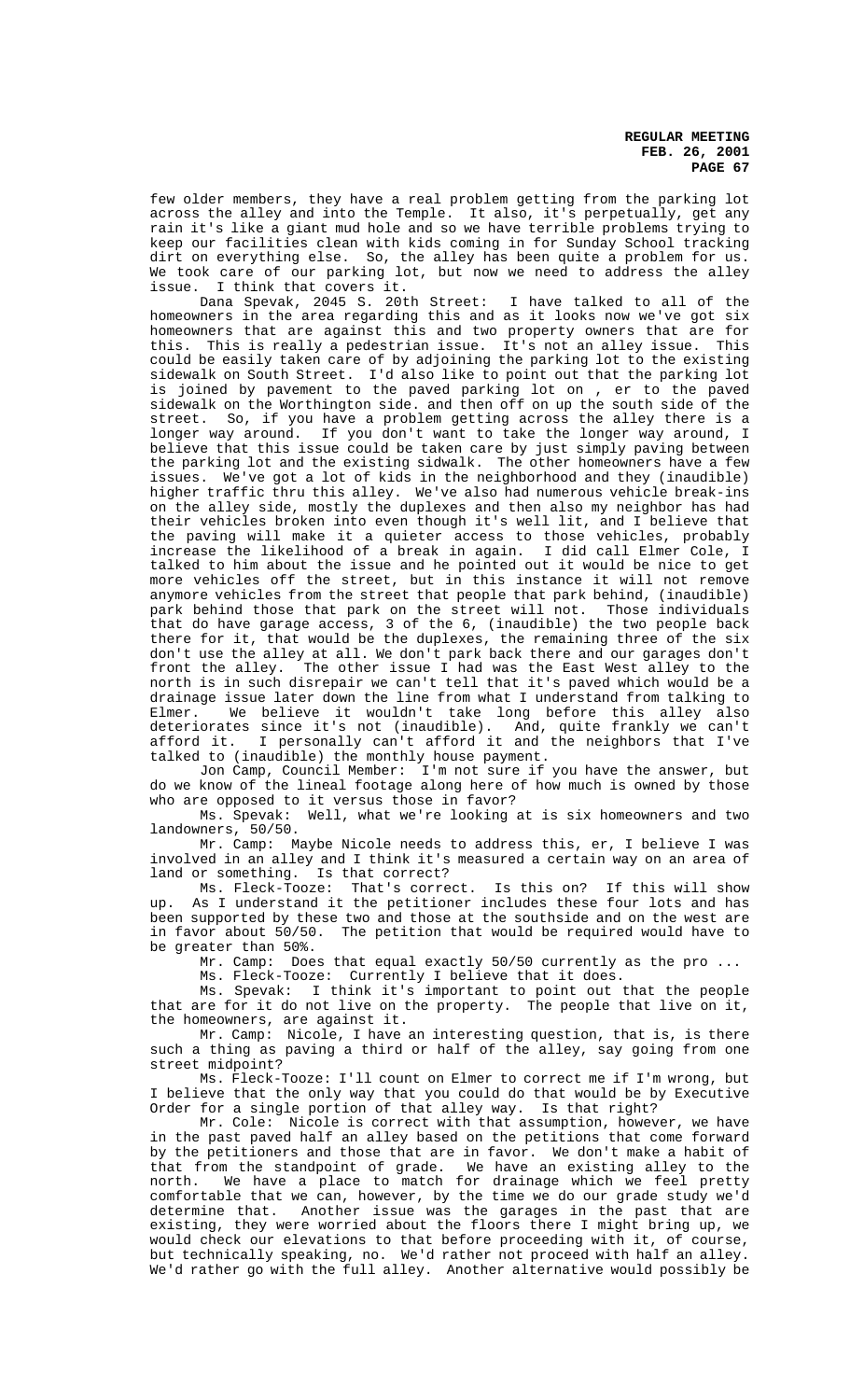few older members, they have a real problem getting from the parking lot across the alley and into the Temple. It also, it's perpetually, get any rain it's like a giant mud hole and so we have terrible problems trying to keep our facilities clean with kids coming in for Sunday School tracking dirt on everything else. So, the alley has been quite a problem for us. We took care of our parking lot, but now we need to address the alley issue. I think that covers it.

Dana Spevak, 2045 S. 20th Street: I have talked to all of the homeowners in the area regarding this and as it looks now we've got six homeowners that are against this and two property owners that are for this. This is really a pedestrian issue. It's not an alley issue. This could be easily taken care of by adjoining the parking lot to the existing sidewalk on South Street. I'd also like to point out that the parking lot is joined by pavement to the paved parking lot on , er to the paved sidewalk on the Worthington side. and then off on up the south side of the street. So, if you have a problem getting across the alley there is a longer way around. If you don't want to take the longer way around, I believe that this issue could be taken care by just simply paving between the parking lot and the existing sidwalk. The other homeowners have a few issues. We've got a lot of kids in the neighborhood and they (inaudible) higher traffic thru this alley. We've also had numerous vehicle break-ins on the alley side, mostly the duplexes and then also my neighbor has had their vehicles broken into even though it's well lit, and I believe that the paving will make it a quieter access to those vehicles, probably increase the likelihood of a break in again. I did call Elmer Cole, I talked to him about the issue and he pointed out it would be nice to get more vehicles off the street, but in this instance it will not remove anymore vehicles from the street that people that park behind, (inaudible) park behind those that park on the street will not. Those individuals that do have garage access, 3 of the 6, (inaudible) the two people back there for it, that would be the duplexes, the remaining three of the six don't use the alley at all. We don't park back there and our garages don't front the alley. The other issue I had was the East West alley to the north is in such disrepair we can't tell that it's paved which would be a drainage issue later down the line from what I understand from talking to Elmer. We believe it wouldn't take long before this alley also deteriorates since it's not (inaudible). And, quite frankly we can't afford it. I personally can't afford it and the neighbors that I've talked to (inaudible) the monthly house payment.

Jon Camp, Council Member: I'm not sure if you have the answer, but do we know of the lineal footage along here of how much is owned by those who are opposed to it versus those in favor?

Ms. Spevak: Well, what we're looking at is six homeowners and two landowners, 50/50.

Mr. Camp: Maybe Nicole needs to address this, er, I believe I was involved in an alley and I think it's measured a certain way on an area of land or something. Is that correct?

Ms. Fleck-Tooze: That's correct. Is this on? If this will show up. As I understand it the petitioner includes these four lots and has been supported by these two and those at the southside and on the west are in favor about 50/50. The petition that would be required would have to be greater than 50%.

Mr. Camp: Does that equal exactly 50/50 currently as the pro ...

Ms. Fleck-Tooze: Currently I believe that it does.

Ms. Spevak: I think it's important to point out that the people that are for it do not live on the property. The people that live on it, the homeowners, are against it.

Mr. Camp: Nicole, I have an interesting question, that is, is there such a thing as paving a third or half of the alley, say going from one street midpoint?

Ms. Fleck-Tooze: I'll count on Elmer to correct me if I'm wrong, but I believe that the only way that you could do that would be by Executive Order for a single portion of that alley way. Is that right?

Mr. Cole: Nicole is correct with that assumption, however, we have in the past paved half an alley based on the petitions that come forward by the petitioners and those that are in favor. We don't make a habit of that from the standpoint of grade. We have an existing alley to the north. We have a place to match for drainage which we feel pretty comfortable that we can, however, by the time we do our grade study we'd determine that. Another issue was the garages in the past that are existing, they were worried about the floors there I might bring up, we would check our elevations to that before proceeding with it, of course, but technically speaking, no. We'd rather not proceed with half an alley. We'd rather go with the full alley. Another alternative would possibly be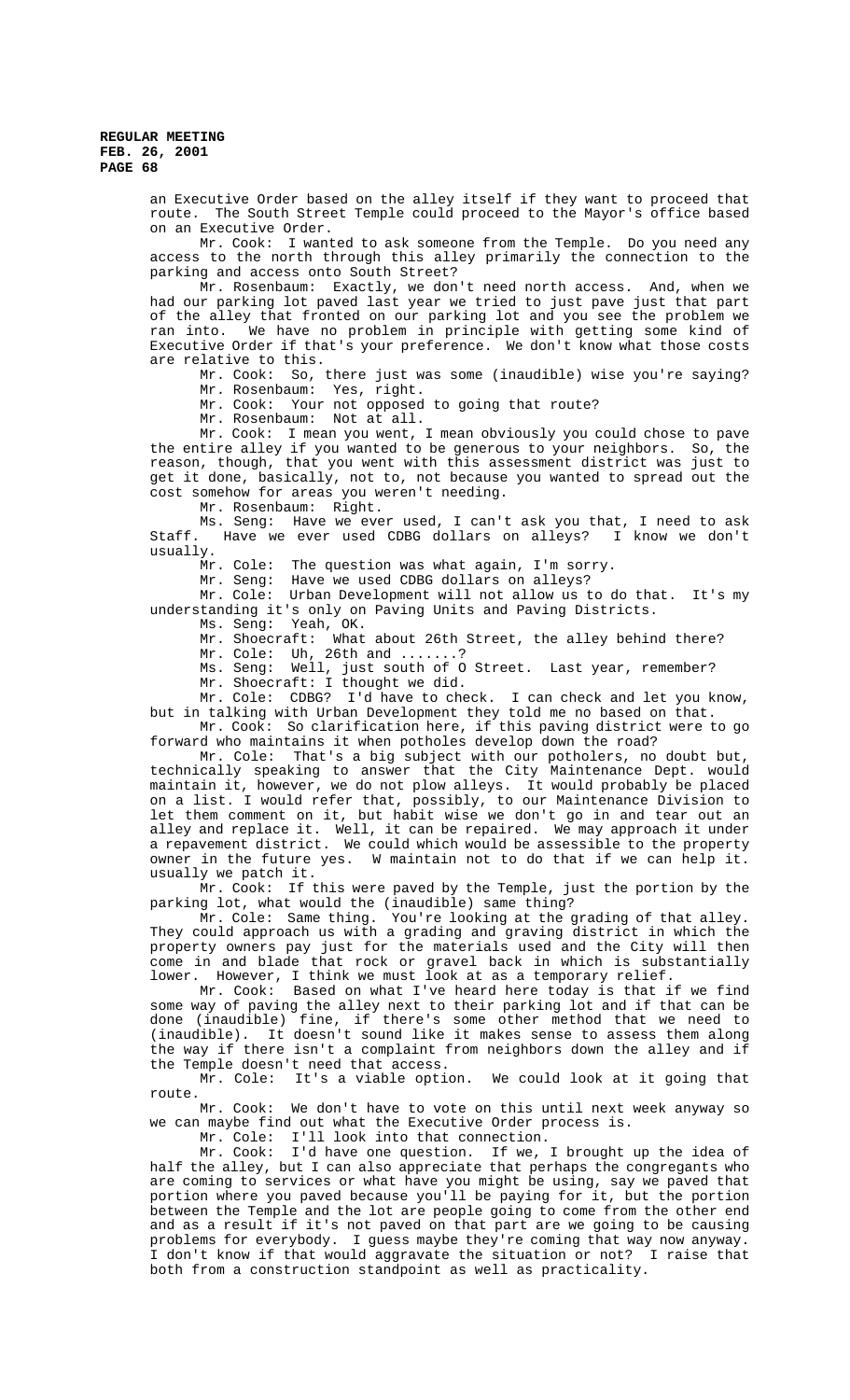an Executive Order based on the alley itself if they want to proceed that route. The South Street Temple could proceed to the Mayor's office based on an Executive Order.

Mr. Cook: I wanted to ask someone from the Temple. Do you need any access to the north through this alley primarily the connection to the parking and access onto South Street?

Mr. Rosenbaum: Exactly, we don't need north access. And, when we had our parking lot paved last year we tried to just pave just that part of the alley that fronted on our parking lot and you see the problem we ran into. We have no problem in principle with getting some kind of Executive Order if that's your preference. We don't know what those costs are relative to this.

Mr. Cook: So, there just was some (inaudible) wise you're saying?

Mr. Rosenbaum: Yes, right.

Mr. Cook: Your not opposed to going that route?

Mr. Rosenbaum: Not at all.

Mr. Cook: I mean you went, I mean obviously you could chose to pave the entire alley if you wanted to be generous to your neighbors. So, the reason, though, that you went with this assessment district was just to get it done, basically, not to, not because you wanted to spread out the cost somehow for areas you weren't needing.

Mr. Rosenbaum: Right.

Ms. Seng: Have we ever used, I can't ask you that, I need to ask Staff. Have we ever used CDBG dollars on alleys? I know we don't usually.

Mr. Cole: The question was what again, I'm sorry.

Mr. Seng: Have we used CDBG dollars on alleys?

Mr. Cole: Urban Development will not allow us to do that. It's my understanding it's only on Paving Units and Paving Districts.

Ms. Seng: Yeah, OK.

Mr. Shoecraft: What about 26th Street, the alley behind there?

Mr. Cole: Uh, 26th and .......?

Ms. Seng: Well, just south of O Street. Last year, remember?

Mr. Shoecraft: I thought we did.

Mr. Cole: CDBG? I'd have to check. I can check and let you know, but in talking with Urban Development they told me no based on that.

Mr. Cook: So clarification here, if this paving district were to go forward who maintains it when potholes develop down the road?

Mr. Cole: That's a big subject with our potholers, no doubt but, technically speaking to answer that the City Maintenance Dept. would maintain it, however, we do not plow alleys. It would probably be placed on a list. I would refer that, possibly, to our Maintenance Division to let them comment on it, but habit wise we don't go in and tear out an alley and replace it. Well, it can be repaired. We may approach it under a repavement district. We could which would be assessible to the property owner in the future yes. W maintain not to do that if we can help it. usually we patch it.

Mr. Cook: If this were paved by the Temple, just the portion by the parking lot, what would the (inaudible) same thing?

Mr. Cole: Same thing. You're looking at the grading of that alley. They could approach us with a grading and graving district in which the property owners pay just for the materials used and the City will then come in and blade that rock or gravel back in which is substantially lower. However, I think we must look at as a temporary relief.

Mr. Cook: Based on what I've heard here today is that if we find some way of paving the alley next to their parking lot and if that can be done (inaudible) fine, if there's some other method that we need to (inaudible). It doesn't sound like it makes sense to assess them along the way if there isn't a complaint from neighbors down the alley and if the Temple doesn't need that access.

Mr. Cole: It's a viable option. We could look at it going that route.

Mr. Cook: We don't have to vote on this until next week anyway so we can maybe find out what the Executive Order process is.

Mr. Cole: I'll look into that connection.

Mr. Cook: I'd have one question. If we, I brought up the idea of half the alley, but I can also appreciate that perhaps the congregants who are coming to services or what have you might be using, say we paved that portion where you paved because you'll be paying for it, but the portion between the Temple and the lot are people going to come from the other end and as a result if it's not paved on that part are we going to be causing problems for everybody. I guess maybe they're coming that way now anyway. I don't know if that would aggravate the situation or not? I raise that both from a construction standpoint as well as practicality.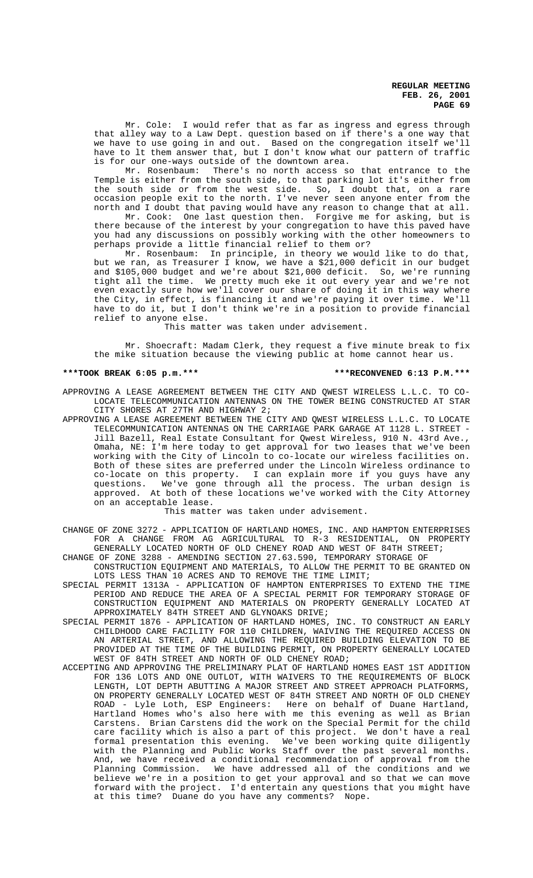Mr. Cole: I would refer that as far as ingress and egress through that alley way to a Law Dept. question based on if there's a one way that we have to use going in and out. Based on the congregation itself we'll have to lt them answer that, but I don't know what our pattern of traffic is for our one-ways outside of the downtown area.

Mr. Rosenbaum: There's no north access so that entrance to the Temple is either from the south side, to that parking lot it's either from the south side or from the west side. So, I doubt that, on a rare occasion people exit to the north. I've never seen anyone enter from the north and I doubt that paving would have any reason to change that at all.

Mr. Cook: One last question then. Forgive me for asking, but is there because of the interest by your congregation to have this paved have you had any discussions on possibly working with the other homeowners to perhaps provide a little financial relief to them or?

Mr. Rosenbaum: In principle, in theory we would like to do that, but we ran, as Treasurer I know, we have a $21,000 deficit in our budget and $105,000 budget and we're about $21,000 deficit. So, we're running tight all the time. We pretty much eke it out every year and we're not even exactly sure how we'll cover our share of doing it in this way where the City, in effect, is financing it and we're paying it over time. We'll have to do it, but I don't think we're in a position to provide financial relief to anyone else.

This matter was taken under advisement.

Mr. Shoecraft: Madam Clerk, they request a five minute break to fix the mike situation because the viewing public at home cannot hear us.

**\*\*\*TOOK BREAK 6:05 p.m.\*\*\*** **\*\*\*RECONVENED 6:13 P.M.\*\*\***

APPROVING A LEASE AGREEMENT BETWEEN THE CITY AND QWEST WIRELESS L.L.C. TO CO-LOCATE TELECOMMUNICATION ANTENNAS ON THE TOWER BEING CONSTRUCTED AT STAR CITY SHORES AT 27TH AND HIGHWAY 2;

APPROVING A LEASE AGREEMENT BETWEEN THE CITY AND QWEST WIRELESS L.L.C. TO LOCATE TELECOMMUNICATION ANTENNAS ON THE CARRIAGE PARK GARAGE AT 1128 L. STREET - Jill Bazell, Real Estate Consultant for Qwest Wireless, 910 N. 43rd Ave., Omaha, NE: I'm here today to get approval for two leases that we've been working with the City of Lincoln to co-locate our wireless facilities on. Both of these sites are preferred under the Lincoln Wireless ordinance to co-locate on this property. I can explain more if you guys have any questions. We've gone through all the process. The urban design is approved. At both of these locations we've worked with the City Attorney on an acceptable lease.

This matter was taken under advisement.

CHANGE OF ZONE 3272 - APPLICATION OF HARTLAND HOMES, INC. AND HAMPTON ENTERPRISES FOR A CHANGE FROM AG AGRICULTURAL TO R-3 RESIDENTIAL, ON PROPERTY GENERALLY LOCATED NORTH OF OLD CHENEY ROAD AND WEST OF 84TH STREET;

CHANGE OF ZONE 3288 - AMENDING SECTION 27.63.590, TEMPORARY STORAGE OF CONSTRUCTION EQUIPMENT AND MATERIALS, TO ALLOW THE PERMIT TO BE GRANTED ON LOTS LESS THAN 10 ACRES AND TO REMOVE THE TIME LIMIT;

SPECIAL PERMIT 1313A - APPLICATION OF HAMPTON ENTERPRISES TO EXTEND THE TIME PERIOD AND REDUCE THE AREA OF A SPECIAL PERMIT FOR TEMPORARY STORAGE OF CONSTRUCTION EQUIPMENT AND MATERIALS ON PROPERTY GENERALLY LOCATED AT APPROXIMATELY 84TH STREET AND GLYNOAKS DRIVE;

SPECIAL PERMIT 1876 - APPLICATION OF HARTLAND HOMES, INC. TO CONSTRUCT AN EARLY CHILDHOOD CARE FACILITY FOR 110 CHILDREN, WAIVING THE REQUIRED ACCESS ON AN ARTERIAL STREET, AND ALLOWING THE REQUIRED BUILDING ELEVATION TO BE PROVIDED AT THE TIME OF THE BUILDING PERMIT, ON PROPERTY GENERALLY LOCATED WEST OF 84TH STREET AND NORTH OF OLD CHENEY ROAD;

ACCEPTING AND APPROVING THE PRELIMINARY PLAT OF HARTLAND HOMES EAST 1ST ADDITION FOR 136 LOTS AND ONE OUTLOT, WITH WAIVERS TO THE REQUIREMENTS OF BLOCK LENGTH, LOT DEPTH ABUTTING A MAJOR STREET AND STREET APPROACH PLATFORMS, ON PROPERTY GENERALLY LOCATED WEST OF 84TH STREET AND NORTH OF OLD CHENEY ROAD - Lyle Loth, ESP Engineers: Here on behalf of Duane Hartland, Hartland Homes who's also here with me this evening as well as Brian Carstens. Brian Carstens did the work on the Special Permit for the child care facility which is also a part of this project. We don't have a real formal presentation this evening. We've been working quite diligently with the Planning and Public Works Staff over the past several months. And, we have received a conditional recommendation of approval from the Planning Commission. We have addressed all of the conditions and we believe we're in a position to get your approval and so that we can move forward with the project. I'd entertain any questions that you might have at this time? Duane do you have any comments? Nope.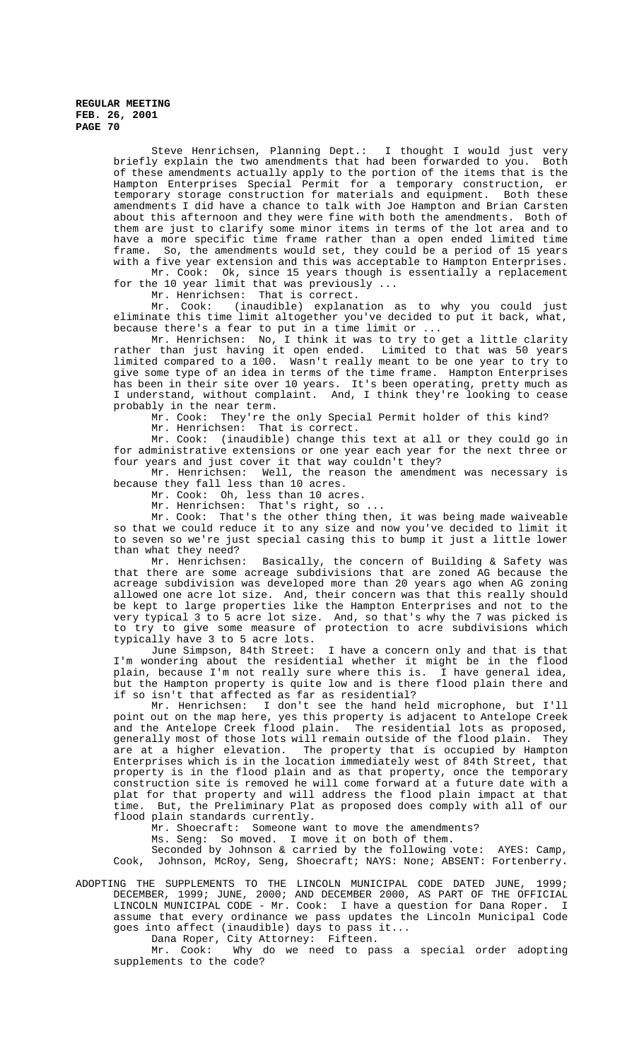Steve Henrichsen, Planning Dept.: I thought I would just very briefly explain the two amendments that had been forwarded to you. Both of these amendments actually apply to the portion of the items that is the Hampton Enterprises Special Permit for a temporary construction, er temporary storage construction for materials and equipment. Both these amendments I did have a chance to talk with Joe Hampton and Brian Carsten about this afternoon and they were fine with both the amendments. Both of them are just to clarify some minor items in terms of the lot area and to have a more specific time frame rather than a open ended limited time frame. So, the amendments would set, they could be a period of 15 years with a five year extension and this was acceptable to Hampton Enterprises.

Mr. Cook: Ok, since 15 years though is essentially a replacement for the 10 year limit that was previously ...

Mr. Henrichsen: That is correct.

Mr. Cook: (inaudible) explanation as to why you could just eliminate this time limit altogether you've decided to put it back, what, because there's a fear to put in a time limit or ...

Mr. Henrichsen: No, I think it was to try to get a little clarity rather than just having it open ended. Limited to that was 50 years limited compared to a 100. Wasn't really meant to be one year to try to give some type of an idea in terms of the time frame. Hampton Enterprises has been in their site over 10 years. It's been operating, pretty much as I understand, without complaint. And, I think they're looking to cease probably in the near term.

Mr. Cook: They're the only Special Permit holder of this kind?

Mr. Henrichsen: That is correct.

Mr. Cook: (inaudible) change this text at all or they could go in for administrative extensions or one year each year for the next three or four years and just cover it that way couldn't they?

Mr. Henrichsen: Well, the reason the amendment was necessary is because they fall less than 10 acres.

Mr. Cook: Oh, less than 10 acres.

Mr. Henrichsen: That's right, so ...

Mr. Cook: That's the other thing then, it was being made waiveable so that we could reduce it to any size and now you've decided to limit it to seven so we're just special casing this to bump it just a little lower than what they need?

Mr. Henrichsen: Basically, the concern of Building & Safety was that there are some acreage subdivisions that are zoned AG because the acreage subdivision was developed more than 20 years ago when AG zoning allowed one acre lot size. And, their concern was that this really should be kept to large properties like the Hampton Enterprises and not to the very typical 3 to 5 acre lot size. And, so that's why the 7 was picked is to try to give some measure of protection to acre subdivisions which typically have 3 to 5 acre lots.

June Simpson, 84th Street: I have a concern only and that is that I'm wondering about the residential whether it might be in the flood plain, because I'm not really sure where this is. I have general idea, but the Hampton property is quite low and is there flood plain there and if so isn't that affected as far as residential?

Mr. Henrichsen: I don't see the hand held microphone, but I'll point out on the map here, yes this property is adjacent to Antelope Creek and the Antelope Creek flood plain. The residential lots as proposed, generally most of those lots will remain outside of the flood plain. They are at a higher elevation. The property that is occupied by Hampton Enterprises which is in the location immediately west of 84th Street, that property is in the flood plain and as that property, once the temporary construction site is removed he will come forward at a future date with a plat for that property and will address the flood plain impact at that time. But, the Preliminary Plat as proposed does comply with all of our flood plain standards currently.

Mr. Shoecraft: Someone want to move the amendments?

Ms. Seng: So moved. I move it on both of them.

Seconded by Johnson & carried by the following vote: AYES: Camp, Cook, Johnson, McRoy, Seng, Shoecraft; NAYS: None; ABSENT: Fortenberry.

ADOPTING THE SUPPLEMENTS TO THE LINCOLN MUNICIPAL CODE DATED JUNE, 1999; DECEMBER, 1999; JUNE, 2000; AND DECEMBER 2000, AS PART OF THE OFFICIAL LINCOLN MUNICIPAL CODE - Mr. Cook: I have a question for Dana Roper. I assume that every ordinance we pass updates the Lincoln Municipal Code goes into affect (inaudible) days to pass it...

Dana Roper, City Attorney: Fifteen.

Mr. Cook: Why do we need to pass a special order adopting supplements to the code?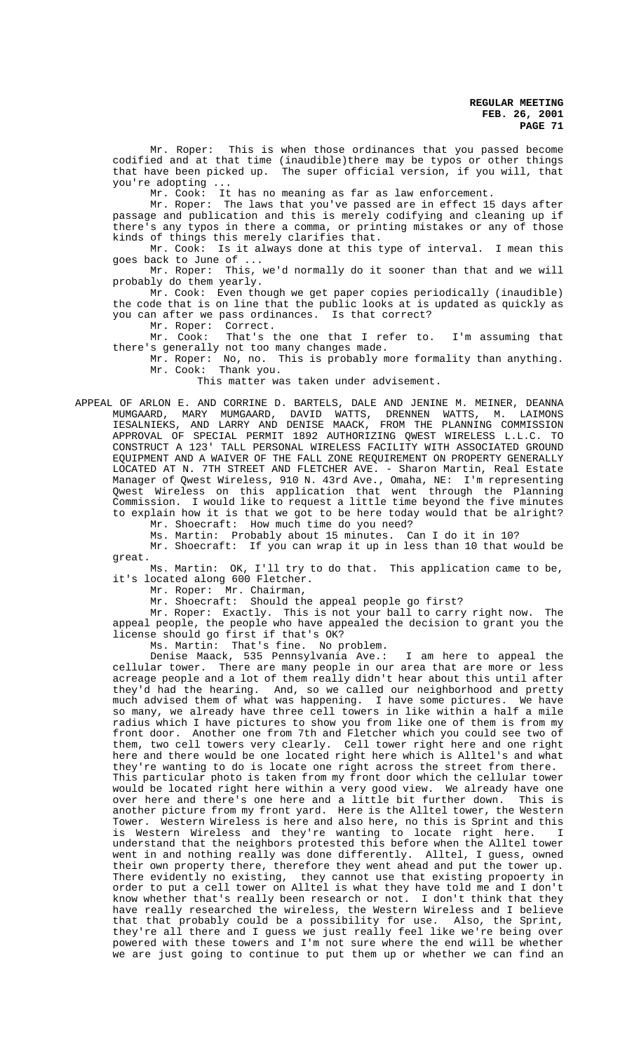Mr. Roper: This is when those ordinances that you passed become codified and at that time (inaudible)there may be typos or other things that have been picked up. The super official version, if you will, that you're adopting ...

Mr. Cook: It has no meaning as far as law enforcement.

Mr. Roper: The laws that you've passed are in effect 15 days after passage and publication and this is merely codifying and cleaning up if there's any typos in there a comma, or printing mistakes or any of those kinds of things this merely clarifies that.

Mr. Cook: Is it always done at this type of interval. I mean this goes back to June of ...

Mr. Roper: This, we'd normally do it sooner than that and we will probably do them yearly.

Mr. Cook: Even though we get paper copies periodically (inaudible) the code that is on line that the public looks at is updated as quickly as you can after we pass ordinances. Is that correct?

Mr. Roper: Correct.

Mr. Cook: That's the one that I refer to. I'm assuming that there's generally not too many changes made.

Mr. Roper: No, no. This is probably more formality than anything.

Mr. Cook: Thank you.

This matter was taken under advisement.

APPEAL OF ARLON E. AND CORRINE D. BARTELS, DALE AND JENINE M. MEINER, DEANNA MUMGAARD, MARY MUMGAARD, DAVID WATTS, DRENNEN WATTS, M. LAIMONS IESALNIEKS, AND LARRY AND DENISE MAACK, FROM THE PLANNING COMMISSION APPROVAL OF SPECIAL PERMIT 1892 AUTHORIZING QWEST WIRELESS L.L.C. TO CONSTRUCT A 123' TALL PERSONAL WIRELESS FACILITY WITH ASSOCIATED GROUND EQUIPMENT AND A WAIVER OF THE FALL ZONE REQUIREMENT ON PROPERTY GENERALLY LOCATED AT N. 7TH STREET AND FLETCHER AVE. - Sharon Martin, Real Estate Manager of Qwest Wireless, 910 N. 43rd Ave., Omaha, NE: I'm representing Qwest Wireless on this application that went through the Planning Commission. I would like to request a little time beyond the five minutes to explain how it is that we got to be here today would that be alright?

Mr. Shoecraft: How much time do you need?

Ms. Martin: Probably about 15 minutes. Can I do it in 10?

Mr. Shoecraft: If you can wrap it up in less than 10 that would be great.

Ms. Martin: OK, I'll try to do that. This application came to be, it's located along 600 Fletcher.

Mr. Roper: Mr. Chairman,

Mr. Shoecraft: Should the appeal people go first?

Mr. Roper: Exactly. This is not your ball to carry right now. The appeal people, the people who have appealed the decision to grant you the license should go first if that's OK?

Ms. Martin: That's fine. No problem.

Denise Maack, 535 Pennsylvania Ave.: I am here to appeal the cellular tower. There are many people in our area that are more or less acreage people and a lot of them really didn't hear about this until after they'd had the hearing. And, so we called our neighborhood and pretty much advised them of what was happening. I have some pictures. We have so many, we already have three cell towers in like within a half a mile radius which I have pictures to show you from like one of them is from my front door. Another one from 7th and Fletcher which you could see two of them, two cell towers very clearly. Cell tower right here and one right here and there would be one located right here which is Alltel's and what they're wanting to do is locate one right across the street from there. This particular photo is taken from my front door which the cellular tower would be located right here within a very good view. We already have one over here and there's one here and a little bit further down. This is another picture from my front yard. Here is the Alltel tower, the Western Tower. Western Wireless is here and also here, no this is Sprint and this is Western Wireless and they're wanting to locate right here. I understand that the neighbors protested this before when the Alltel tower went in and nothing really was done differently. Alltel, I guess, owned their own property there, therefore they went ahead and put the tower up. There evidently no existing, they cannot use that existing propoerty in order to put a cell tower on Alltel is what they have told me and I don't know whether that's really been research or not. I don't think that they have really researched the wireless, the Western Wireless and I believe that that probably could be a possibility for use. Also, the Sprint, they're all there and I guess we just really feel like we're being over powered with these towers and I'm not sure where the end will be whether we are just going to continue to put them up or whether we can find an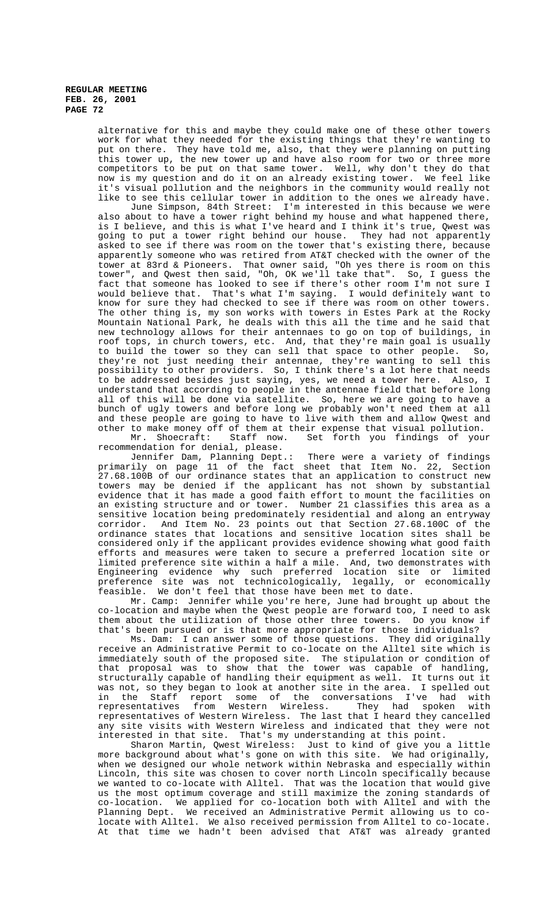alternative for this and maybe they could make one of these other towers work for what they needed for the existing things that they're wanting to put on there. They have told me, also, that they were planning on putting this tower up, the new tower up and have also room for two or three more competitors to be put on that same tower. Well, why don't they do that now is my question and do it on an already existing tower. We feel like it's visual pollution and the neighbors in the community would really not like to see this cellular tower in addition to the ones we already have.

June Simpson, 84th Street: I'm interested in this because we were also about to have a tower right behind my house and what happened there, is I believe, and this is what I've heard and I think it's true, Qwest was going to put a tower right behind our house. They had not apparently asked to see if there was room on the tower that's existing there, because apparently someone who was retired from AT&T checked with the owner of the tower at 83rd & Pioneers. That owner said, "Oh yes there is room on this tower", and Qwest then said, "Oh, OK we'll take that". So, I guess the fact that someone has looked to see if there's other room I'm not sure I would believe that. That's what I'm saying. I would definitely want to know for sure they had checked to see if there was room on other towers. The other thing is, my son works with towers in Estes Park at the Rocky Mountain National Park, he deals with this all the time and he said that new technology allows for their antennaes to go on top of buildings, in roof tops, in church towers, etc. And, that they're main goal is usually to build the tower so they can sell that space to other people. So, they're not just needing their antennae, they're wanting to sell this possibility to other providers. So, I think there's a lot here that needs to be addressed besides just saying, yes, we need a tower here. Also, I understand that according to people in the antennae field that before long all of this will be done via satellite. So, here we are going to have a bunch of ugly towers and before long we probably won't need them at all and these people are going to have to live with them and allow Qwest and other to make money off of them at their expense that visual pollution.

Mr. Shoecraft: Staff now. Set forth you findings of your recommendation for denial, please.

Jennifer Dam, Planning Dept.: There were a variety of findings primarily on page 11 of the fact sheet that Item No. 22, Section 27.68.100B of our ordinance states that an application to construct new towers may be denied if the applicant has not shown by substantial evidence that it has made a good faith effort to mount the facilities on an existing structure and or tower. Number 21 classifies this area as a sensitive location being predominately residential and along an entryway corridor. And Item No. 23 points out that Section 27.68.100C of the ordinance states that locations and sensitive location sites shall be considered only if the applicant provides evidence showing what good faith efforts and measures were taken to secure a preferred location site or limited preference site within a half a mile. And, two demonstrates with Engineering evidence why such preferred location site or limited preference site was not technicologically, legally, or economically feasible. We don't feel that those have been met to date.

Mr. Camp: Jennifer while you're here, June had brought up about the co-location and maybe when the Qwest people are forward too, I need to ask them about the utilization of those other three towers. Do you know if that's been pursued or is that more appropriate for those individuals?

Ms. Dam: I can answer some of those questions. They did originally receive an Administrative Permit to co-locate on the Alltel site which is immediately south of the proposed site. The stipulation or condition of that proposal was to show that the tower was capable of handling, structurally capable of handling their equipment as well. It turns out it was not, so they began to look at another site in the area. I spelled out in the Staff report some of the conversations I've had with representatives from Western Wireless. They had spoken with representatives of Western Wireless. The last that I heard they cancelled any site visits with Western Wireless and indicated that they were not interested in that site. That's my understanding at this point.

Sharon Martin, Qwest Wireless: Just to kind of give you a little more background about what's gone on with this site. We had originally, when we designed our whole network within Nebraska and especially within Lincoln, this site was chosen to cover north Lincoln specifically because we wanted to co-locate with Alltel. That was the location that would give us the most optimum coverage and still maximize the zoning standards of co-location. We applied for co-location both with Alltel and with the Planning Dept. We received an Administrative Permit allowing us to co-locate with Alltel. We also received permission from Alltel to co-locate. At that time we hadn't been advised that AT&T was already granted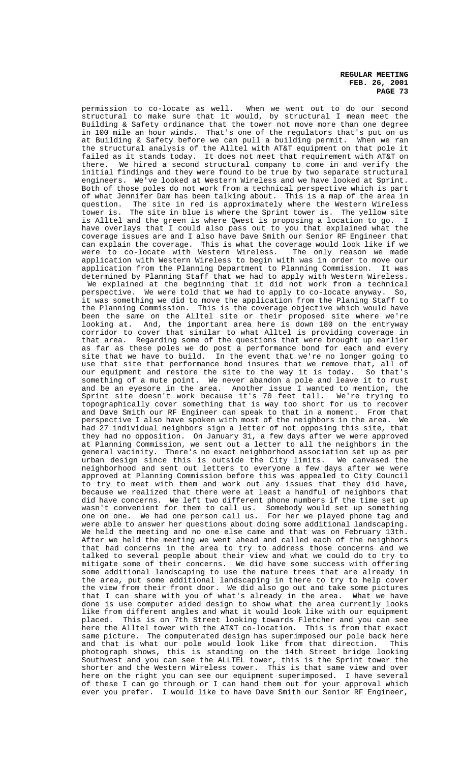permission to co-locate as well. When we went out to do our second structural to make sure that it would, by structural I mean meet the Building & Safety ordinance that the tower not move more than one degree in 100 mile an hour winds. That's one of the regulators that's put on us at Building & Safety before we can pull a building permit. When we ran the structural analysis of the Alltel with AT&T equipment on that pole it failed as it stands today. It does not meet that requirement with AT&T on there. We hired a second structural company to come in and verify the initial findings and they were found to be true by two separate structural engineers. We've looked at Western Wireless and we have looked at Sprint. Both of those poles do not work from a technical perspective which is part of what Jennifer Dam has been talking about. This is a map of the area in question. The site in red is approximately where the Western Wireless tower is. The site in blue is where the Sprint tower is. The yellow site is Alltel and the green is where Qwest is proposing a location to go. I have overlays that I could also pass out to you that explained what the coverage issues are and I also have Dave Smith our Senior RF Engineer that can explain the coverage. This is what the coverage would look like if we were to co-locate with Western Wireless. The only reason we made application with Western Wireless to begin with was in order to move our application from the Planning Department to Planning Commission. It was determined by Planning Staff that we had to apply with Western Wireless. We explained at the beginning that it did not work from a technical perspective. We were told that we had to apply to co-locate anyway. So, it was something we did to move the application from the Planing Staff to the Planning Commission. This is the coverage objective which would have been the same on the Alltel site or their proposed site where we're looking at. And, the important area here is down 180 on the entryway corridor to cover that similar to what Alltel is providing coverage in that area. Regarding some of the questions that were brought up earlier as far as these poles we do post a performance bond for each and every site that we have to build. In the event that we're no longer going to use that site that performance bond insures that we remove that, all of our equipment and restore the site to the way it is today. So that's something of a mute point. We never abandon a pole and leave it to rust and be an eyesore in the area. Another issue I wanted to mention, the Sprint site doesn't work because it's 70 feet tall. We're trying to topographically cover something that is way too short for us to recover and Dave Smith our RF Engineer can speak to that in a moment. From that perspective I also have spoken with most of the neighbors in the area. We had 27 individual neighbors sign a letter of not opposing this site, that they had no opposition. On January 31, a few days after we were approved at Planning Commission, we sent out a letter to all the neighbors in the general vacinity. There's no exact neighborhood association set up as per urban design since this is outside the City limits. We canvased the neighborhood and sent out letters to everyone a few days after we were approved at Planning Commission before this was appealed to City Council to try to meet with them and work out any issues that they did have, because we realized that there were at least a handful of neighbors that did have concerns. We left two different phone numbers if the time set up wasn't convenient for them to call us. Somebody would set up something one on one. We had one person call us. For her we played phone tag and were able to answer her questions about doing some additional landscaping. We held the meeting and no one else came and that was on February 13th. After we held the meeting we went ahead and called each of the neighbors that had concerns in the area to try to address those concerns and we talked to several people about their view and what we could do to try to mitigate some of their concerns. We did have some success with offering some additional landscaping to use the mature trees that are already in the area, put some additional landscaping in there to try to help cover the view from their front door. We did also go out and take some pictures that I can share with you of what's already in the area. What we have done is use computer aided design to show what the area currently looks like from different angles and what it would look like with our equipment placed. This is on 7th Street looking towards Fletcher and you can see here the Alltel tower with the AT&T co-location. This is from that exact same picture. The computerated design has superimposed our pole back here and that is what our pole would look like from that direction. This photograph shows, this is standing on the 14th Street bridge looking Southwest and you can see the ALLTEL tower, this is the Sprint tower the shorter and the Western Wireless tower. This is that same view and over here on the right you can see our equipment superimposed. I have several of these I can go through or I can hand them out for your approval which ever you prefer. I would like to have Dave Smith our Senior RF Engineer,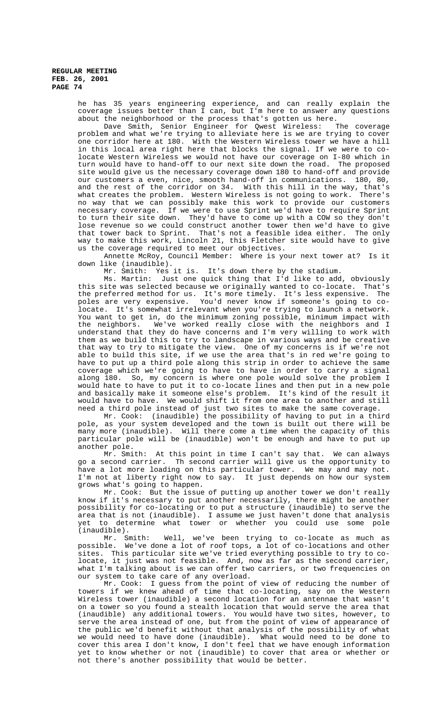he has 35 years engineering experience, and can really explain the coverage issues better than I can, but I'm here to answer any questions about the neighborhood or the process that's gotten us here.

Dave Smith, Senior Engineer for Qwest Wireless: The coverage problem and what we're trying to alleviate here is we are trying to cover one corridor here at 180. With the Western Wireless tower we have a hill in this local area right here that blocks the signal. If we were to co-locate Western Wireless we would not have our coverage on I-80 which in turn would have to hand-off to our next site down the road. The proposed site would give us the necessary coverage down 180 to hand-off and provide our customers a even, nice, smooth hand-off in communications. 180, 80, and the rest of the corridor on 34. With this hill in the way, that's what creates the problem. Western Wireless is not going to work. There's no way that we can possibly make this work to provide our customers necessary coverage. If we were to use Sprint we'd have to require Sprint to turn their site down. They'd have to come up with a COW so they don't lose revenue so we could construct another tower then we'd have to give that tower back to Sprint. That's not a feasible idea either. The only way to make this work, Lincoln 21, this Fletcher site would have to give us the coverage required to meet our objectives.

Annette McRoy, Council Member: Where is your next tower at? Is it down like (inaudible).

Mr. Smith: Yes it is. It's down there by the stadium.

Ms. Martin: Just one quick thing that I'd like to add, obviously this site was selected because we originally wanted to co-locate. That's the preferred method for us. It's more timely. It's less expensive. The poles are very expensive. You'd never know if someone's going to co-locate. It's somewhat irrelevant when you're trying to launch a network. You want to get in, do the minimum zoning possible, minimum impact with the neighbors. We've worked really close with the neighbors and I understand that they do have concerns and I'm very willing to work with them as we build this to try to landscape in various ways and be creative that way to try to mitigate the view. One of my concerns is if we're not able to build this site, if we use the area that's in red we're going to have to put up a third pole along this strip in order to achieve the same coverage which we're going to have to have in order to carry a signal along 180. So, my concern is where one pole would solve the problem I would hate to have to put it to co-locate lines and then put in a new pole and basically make it someone else's problem. It's kind of the result it would have to have. We would shift it from one area to another and still need a third pole instead of just two sites to make the same coverage.

Mr. Cook: (inaudible) the possibility of having to put in a third pole, as your system developed and the town is built out there will be many more (inaudible). Will there come a time when the capacity of this particular pole will be (inaudible) won't be enough and have to put up another pole.

Mr. Smith: At this point in time I can't say that. We can always go a second carrier. Th second carrier will give us the opportunity to have a lot more loading on this particular tower. We may and may not. I'm not at liberty right now to say. It just depends on how our system grows what's going to happen.

Mr. Cook: But the issue of putting up another tower we don't really know if it's necessary to put another necessarily, there might be another possibility for co-locating or to put a structure (inaudible) to serve the area that is not (inaudible). I assume we just haven't done that analysis yet to determine what tower or whether you could use some pole (inaudible).

Mr. Smith: Well, we've been trying to co-locate as much as possible. We've done a lot of roof tops, a lot of co-locations and other sites. This particular site we've tried everything possible to try to co-locate, it just was not feasible. And, now as far as the second carrier, what I'm talking about is we can offer two carriers, or two frequencies on our system to take care of any overload.

Mr. Cook: I guess from the point of view of reducing the number of towers if we knew ahead of time that co-locating, say on the Western Wireless tower (inaudible) a second location for an antennae that wasn't on a tower so you found a stealth location that would serve the area that (inaudible) any additional towers. You would have two sites, however, to serve the area instead of one, but from the point of view of appearance of the public we'd benefit without that analysis of the possibility of what we would need to have done (inaudible). What would need to be done to cover this area I don't know, I don't feel that we have enough information yet to know whether or not (inaudible) to cover that area or whether or not there's another possibility that would be better.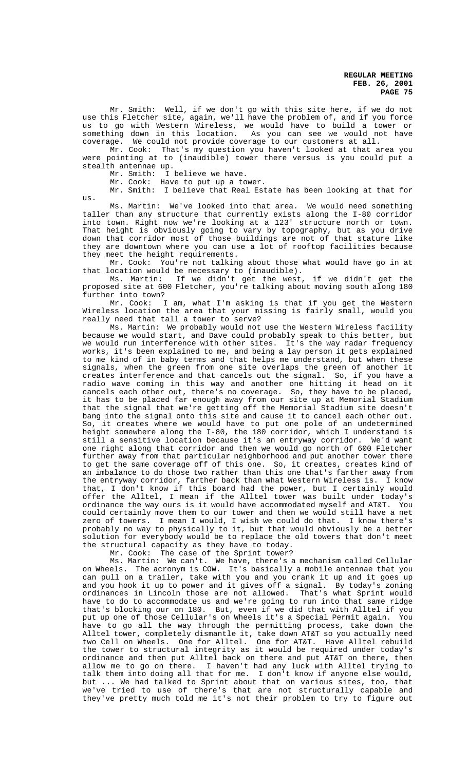Mr. Smith: Well, if we don't go with this site here, if we do not use this Fletcher site, again, we'll have the problem of, and if you force us to go with Western Wireless, we would have to build a tower or something down in this location. As you can see we would not have coverage. We could not provide coverage to our customers at all.

Mr. Cook: That's my question you haven't looked at that area you were pointing at to (inaudible) tower there versus is you could put a stealth antennae up.

Mr. Smith: I believe we have.

Mr. Cook: Have to put up a tower.

Mr. Smith: I believe that Real Estate has been looking at that for us.

Ms. Martin: We've looked into that area. We would need something taller than any structure that currently exists along the I-80 corridor into town. Right now we're looking at a 123' structure north or town. That height is obviously going to vary by topography, but as you drive down that corridor most of those buildings are not of that stature like they are downtown where you can use a lot of rooftop facilities because they meet the height requirements.

Mr. Cook: You're not talking about those what would have go in at that location would be necessary to (inaudible).

Ms. Martin: If we didn't get the west, if we didn't get the proposed site at 600 Fletcher, you're talking about moving south along 180 further into town?

Mr. Cook: I am, what I'm asking is that if you get the Western Wireless location the area that your missing is fairly small, would you really need that tall a tower to serve?

Ms. Martin: We probably would not use the Western Wireless facility because we would start, and Dave could probably speak to this better, but we would run interference with other sites. It's the way radar frequency works, it's been explained to me, and being a lay person it gets explained to me kind of in baby terms and that helps me understand, but when these signals, when the green from one site overlaps the green of another it creates interference and that cancels out the signal. So, if you have a radio wave coming in this way and another one hitting it head on it cancels each other out, there's no coverage. So, they have to be placed, it has to be placed far enough away from our site up at Memorial Stadium that the signal that we're getting off the Memorial Stadium site doesn't bang into the signal onto this site and cause it to cancel each other out. So, it creates where we would have to put one pole of an undetermined height somewhere along the I-80, the 180 corridor, which I understand is still a sensitive location because it's an entryway corridor. We'd want one right along that corridor and then we would go north of 600 Fletcher further away from that particular neighborhood and put another tower there to get the same coverage off of this one. So, it creates, creates kind of an imbalance to do those two rather than this one that's farther away from the entryway corridor, farther back than what Western Wireless is. I know that, I don't know if this board had the power, but I certainly would offer the Alltel, I mean if the Alltel tower was built under today's ordinance the way ours is it would have accommodated myself and AT&T. You could certainly move them to our tower and then we would still have a net zero of towers. I mean I would, I wish we could do that. I know there's probably no way to physically to it, but that would obviously be a better solution for everybody would be to replace the old towers that don't meet the structural capacity as they have to today.

Mr. Cook: The case of the Sprint tower?

Ms. Martin: We can't. We have, there's a mechanism called Cellular on Wheels. The acronym is COW. It's basically a mobile antennae that you can pull on a trailer, take with you and you crank it up and it goes up and you hook it up to power and it gives off a signal. By today's zoning ordinances in Lincoln those are not allowed. That's what Sprint would have to do to accommodate us and we're going to run into that same ridge that's blocking our on 180. But, even if we did that with Alltel if you put up one of those Cellular's on Wheels it's a Special Permit again. You have to go all the way through the permitting process, take down the Alltel tower, completely dismantle it, take down AT&T so you actually need two Cell on Wheels. One for Alltel. One for AT&T. Have Alltel rebuild the tower to structural integrity as it would be required under today's ordinance and then put Alltel back on there and put AT&T on there, then allow me to go on there. I haven't had any luck with Alltel trying to talk them into doing all that for me. I don't know if anyone else would, but ... We had talked to Sprint about that on various sites, too, that we've tried to use of there's that are not structurally capable and they've pretty much told me it's not their problem to try to figure out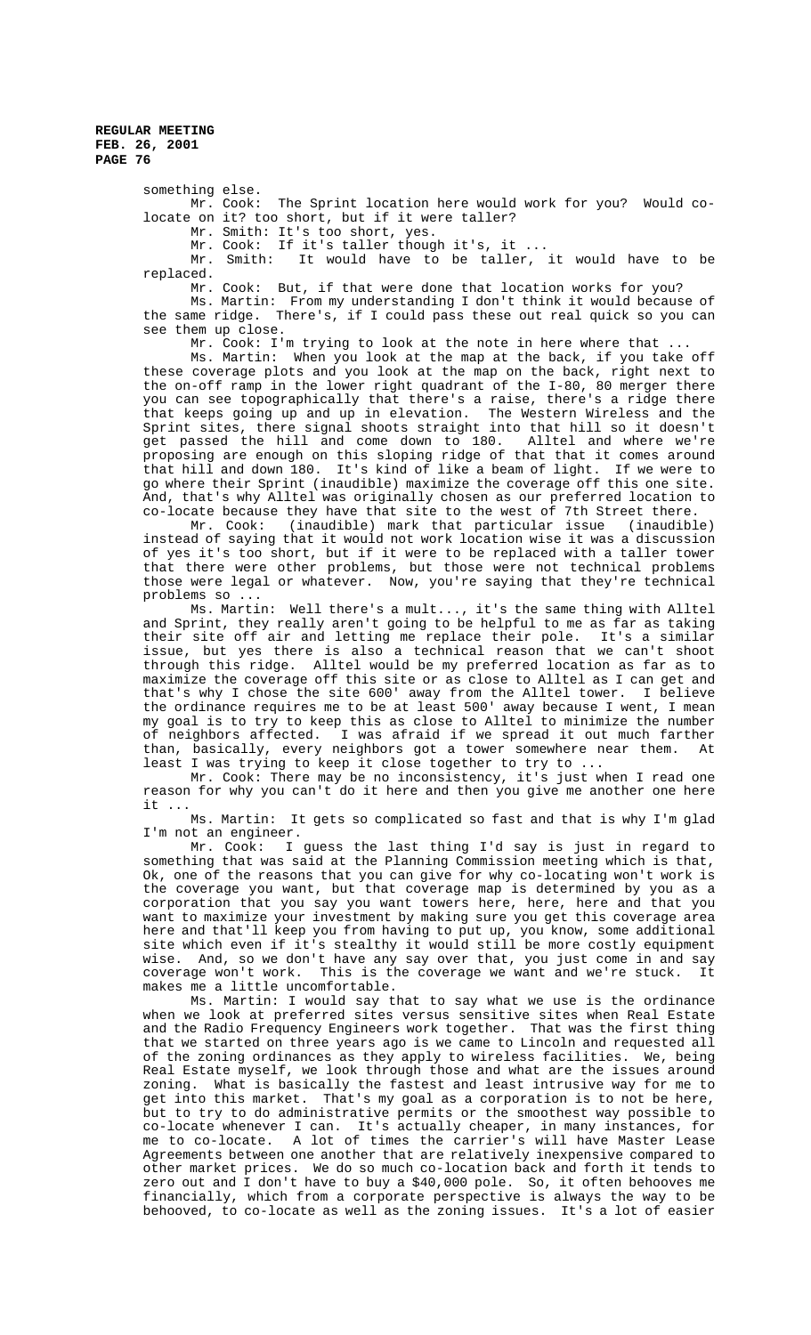something else.

Mr. Cook: The Sprint location here would work for you? Would co-locate on it? too short, but if it were taller?

Mr. Smith: It's too short, yes.

Mr. Cook: If it's taller though it's, it ...

Mr. Smith: It would have to be taller, it would have to be replaced.

Mr. Cook: But, if that were done that location works for you?

Ms. Martin: From my understanding I don't think it would because of the same ridge. There's, if I could pass these out real quick so you can see them up close.

Mr. Cook: I'm trying to look at the note in here where that ...

Ms. Martin: When you look at the map at the back, if you take off these coverage plots and you look at the map on the back, right next to the on-off ramp in the lower right quadrant of the I-80, 80 merger there you can see topographically that there's a raise, there's a ridge there that keeps going up and up in elevation. The Western Wireless and the Sprint sites, there signal shoots straight into that hill so it doesn't get passed the hill and come down to 180. Alltel and where we're proposing are enough on this sloping ridge of that that it comes around that hill and down 180. It's kind of like a beam of light. If we were to go where their Sprint (inaudible) maximize the coverage off this one site. And, that's why Alltel was originally chosen as our preferred location to co-locate because they have that site to the west of 7th Street there.

Mr. Cook: (inaudible) mark that particular issue (inaudible) instead of saying that it would not work location wise it was a discussion of yes it's too short, but if it were to be replaced with a taller tower that there were other problems, but those were not technical problems those were legal or whatever. Now, you're saying that they're technical problems so ...

Ms. Martin: Well there's a mult..., it's the same thing with Alltel and Sprint, they really aren't going to be helpful to me as far as taking their site off air and letting me replace their pole. It's a similar issue, but yes there is also a technical reason that we can't shoot through this ridge. Alltel would be my preferred location as far as to maximize the coverage off this site or as close to Alltel as I can get and that's why I chose the site 600' away from the Alltel tower. I believe the ordinance requires me to be at least 500' away because I went, I mean my goal is to try to keep this as close to Alltel to minimize the number of neighbors affected. I was afraid if we spread it out much farther than, basically, every neighbors got a tower somewhere near them. At least I was trying to keep it close together to try to ...

Mr. Cook: There may be no inconsistency, it's just when I read one reason for why you can't do it here and then you give me another one here it ...

Ms. Martin: It gets so complicated so fast and that is why I'm glad I'm not an engineer.

Mr. Cook: I guess the last thing I'd say is just in regard to something that was said at the Planning Commission meeting which is that, Ok, one of the reasons that you can give for why co-locating won't work is the coverage you want, but that coverage map is determined by you as a corporation that you say you want towers here, here, here and that you want to maximize your investment by making sure you get this coverage area here and that'll keep you from having to put up, you know, some additional site which even if it's stealthy it would still be more costly equipment wise. And, so we don't have any say over that, you just come in and say coverage won't work. This is the coverage we want and we're stuck. It makes me a little uncomfortable.

Ms. Martin: I would say that to say what we use is the ordinance when we look at preferred sites versus sensitive sites when Real Estate and the Radio Frequency Engineers work together. That was the first thing that we started on three years ago is we came to Lincoln and requested all of the zoning ordinances as they apply to wireless facilities. We, being Real Estate myself, we look through those and what are the issues around zoning. What is basically the fastest and least intrusive way for me to get into this market. That's my goal as a corporation is to not be here, but to try to do administrative permits or the smoothest way possible to co-locate whenever I can. It's actually cheaper, in many instances, for me to co-locate. A lot of times the carrier's will have Master Lease Agreements between one another that are relatively inexpensive compared to other market prices. We do so much co-location back and forth it tends to zero out and I don't have to buy a $40,000 pole. So, it often behooves me financially, which from a corporate perspective is always the way to be behooved, to co-locate as well as the zoning issues. It's a lot of easier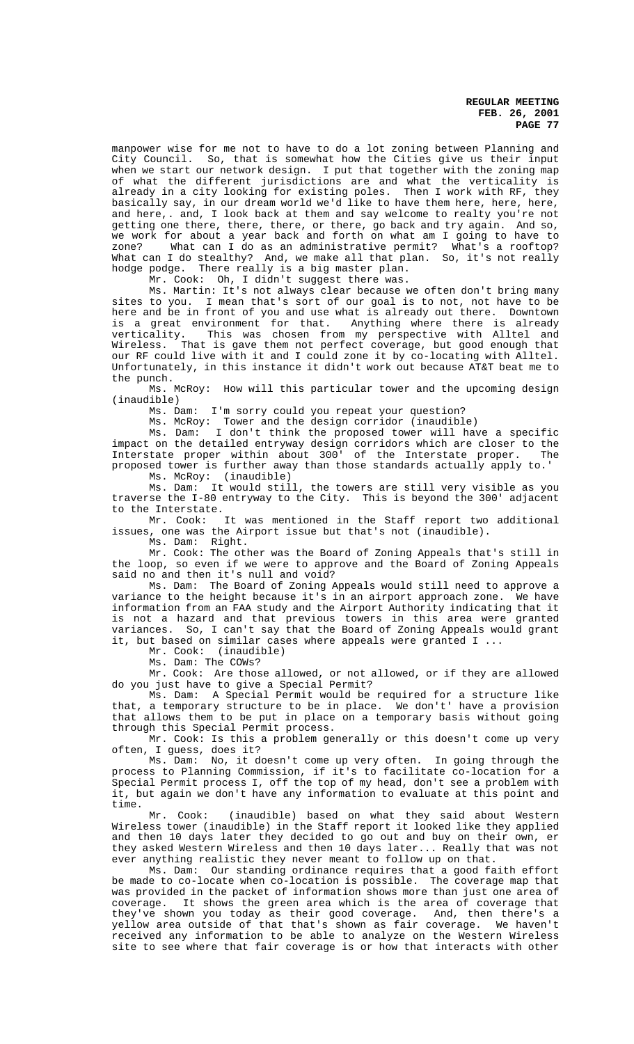manpower wise for me not to have to do a lot zoning between Planning and City Council. So, that is somewhat how the Cities give us their input when we start our network design. I put that together with the zoning map of what the different jurisdictions are and what the verticality is already in a city looking for existing poles. Then I work with RF, they basically say, in our dream world we'd like to have them here, here, here, and here,. and, I look back at them and say welcome to realty you're not getting one there, there, there, or there, go back and try again. And so, we work for about a year back and forth on what am I going to have to zone? What can I do as an administrative permit? What's a rooftop? What can I do stealthy? And, we make all that plan. So, it's not really hodge podge. There really is a big master plan.

Mr. Cook: Oh, I didn't suggest there was.

Ms. Martin: It's not always clear because we often don't bring many sites to you. I mean that's sort of our goal is to not, not have to be here and be in front of you and use what is already out there. Downtown is a great environment for that. Anything where there is already verticality. This was chosen from my perspective with Alltel and Wireless. That is gave them not perfect coverage, but good enough that our RF could live with it and I could zone it by co-locating with Alltel. Unfortunately, in this instance it didn't work out because AT&T beat me to the punch.

Ms. McRoy: How will this particular tower and the upcoming design (inaudible)

Ms. Dam: I'm sorry could you repeat your question?

Ms. McRoy: Tower and the design corridor (inaudible)

Ms. Dam: I don't think the proposed tower will have a specific impact on the detailed entryway design corridors which are closer to the Interstate proper within about 300' of the Interstate proper. The proposed tower is further away than those standards actually apply to.'

Ms. McRoy: (inaudible)

Ms. Dam: It would still, the towers are still very visible as you traverse the I-80 entryway to the City. This is beyond the 300' adjacent to the Interstate.

Mr. Cook: It was mentioned in the Staff report two additional issues, one was the Airport issue but that's not (inaudible).

Ms. Dam: Right.

Mr. Cook: The other was the Board of Zoning Appeals that's still in the loop, so even if we were to approve and the Board of Zoning Appeals said no and then it's null and void?

Ms. Dam: The Board of Zoning Appeals would still need to approve a variance to the height because it's in an airport approach zone. We have information from an FAA study and the Airport Authority indicating that it is not a hazard and that previous towers in this area were granted variances. So, I can't say that the Board of Zoning Appeals would grant it, but based on similar cases where appeals were granted I ...

Mr. Cook: (inaudible)

Ms. Dam: The COWs?

Mr. Cook: Are those allowed, or not allowed, or if they are allowed do you just have to give a Special Permit?

Ms. Dam: A Special Permit would be required for a structure like that, a temporary structure to be in place. We don't' have a provision that allows them to be put in place on a temporary basis without going through this Special Permit process.

Mr. Cook: Is this a problem generally or this doesn't come up very often, I guess, does it?

Ms. Dam: No, it doesn't come up very often. In going through the process to Planning Commission, if it's to facilitate co-location for a Special Permit process I, off the top of my head, don't see a problem with it, but again we don't have any information to evaluate at this point and time.

Mr. Cook: (inaudible) based on what they said about Western Wireless tower (inaudible) in the Staff report it looked like they applied and then 10 days later they decided to go out and buy on their own, er they asked Western Wireless and then 10 days later... Really that was not ever anything realistic they never meant to follow up on that.

Ms. Dam: Our standing ordinance requires that a good faith effort be made to co-locate when co-location is possible. The coverage map that was provided in the packet of information shows more than just one area of coverage. It shows the green area which is the area of coverage that they've shown you today as their good coverage. And, then there's a yellow area outside of that that's shown as fair coverage. We haven't received any information to be able to analyze on the Western Wireless site to see where that fair coverage is or how that interacts with other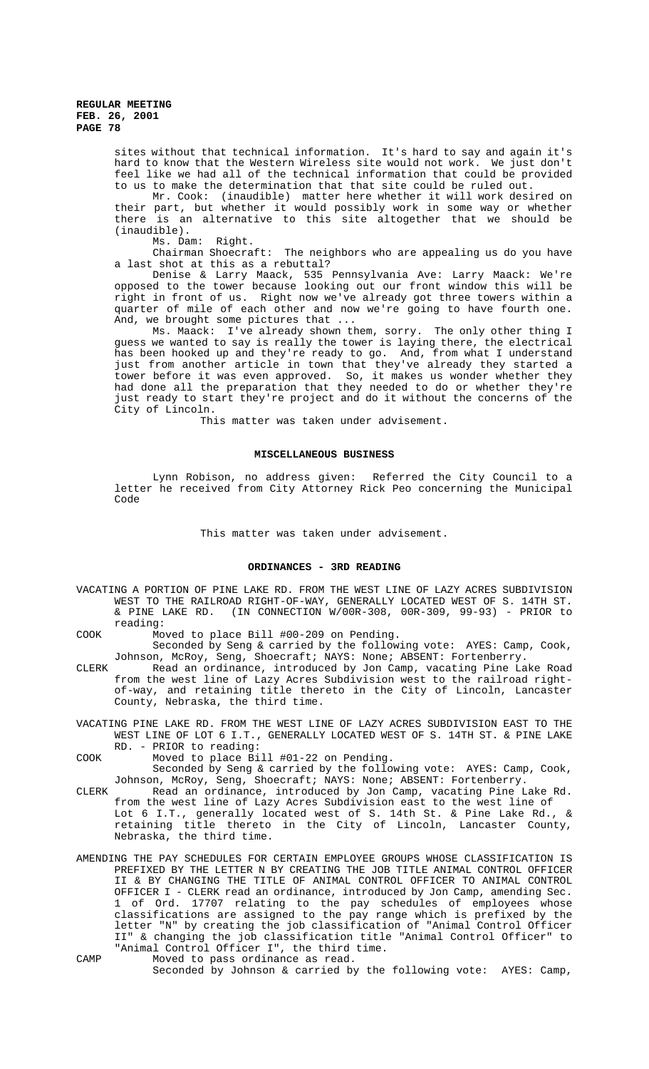sites without that technical information. It's hard to say and again it's hard to know that the Western Wireless site would not work. We just don't feel like we had all of the technical information that could be provided to us to make the determination that that site could be ruled out.

Mr. Cook: (inaudible) matter here whether it will work desired on their part, but whether it would possibly work in some way or whether there is an alternative to this site altogether that we should be (inaudible).

Ms. Dam: Right.

Chairman Shoecraft: The neighbors who are appealing us do you have a last shot at this as a rebuttal?

Denise & Larry Maack, 535 Pennsylvania Ave: Larry Maack: We're opposed to the tower because looking out our front window this will be right in front of us. Right now we've already got three towers within a quarter of mile of each other and now we're going to have fourth one. And, we brought some pictures that ...

Ms. Maack: I've already shown them, sorry. The only other thing I guess we wanted to say is really the tower is laying there, the electrical has been hooked up and they're ready to go. And, from what I understand just from another article in town that they've already they started a tower before it was even approved. So, it makes us wonder whether they had done all the preparation that they needed to do or whether they're just ready to start they're project and do it without the concerns of the City of Lincoln.

This matter was taken under advisement.

## MISCELLANEOUS BUSINESS

Lynn Robison, no address given: Referred the City Council to a letter he received from City Attorney Rick Peo concerning the Municipal Code

This matter was taken under advisement.

## ORDINANCES - 3RD READING

VACATING A PORTION OF PINE LAKE RD. FROM THE WEST LINE OF LAZY ACRES SUBDIVISION WEST TO THE RAILROAD RIGHT-OF-WAY, GENERALLY LOCATED WEST OF S. 14TH ST. & PINE LAKE RD. (IN CONNECTION W/00R-308, 00R-309, 99-93) - PRIOR to reading:

COOK Moved to place Bill #00-209 on Pending.

Seconded by Seng & carried by the following vote: AYES: Camp, Cook, Johnson, McRoy, Seng, Shoecraft; NAYS: None; ABSENT: Fortenberry.

CLERK Read an ordinance, introduced by Jon Camp, vacating Pine Lake Road from the west line of Lazy Acres Subdivision west to the railroad right-of-way, and retaining title thereto in the City of Lincoln, Lancaster County, Nebraska, the third time.

VACATING PINE LAKE RD. FROM THE WEST LINE OF LAZY ACRES SUBDIVISION EAST TO THE WEST LINE OF LOT 6 I.T., GENERALLY LOCATED WEST OF S. 14TH ST. & PINE LAKE RD. - PRIOR to reading:

COOK Moved to place Bill #01-22 on Pending.

Seconded by Seng & carried by the following vote: AYES: Camp, Cook, Johnson, McRoy, Seng, Shoecraft; NAYS: None; ABSENT: Fortenberry.

CLERK Read an ordinance, introduced by Jon Camp, vacating Pine Lake Rd. from the west line of Lazy Acres Subdivision east to the west line of Lot 6 I.T., generally located west of S. 14th St. & Pine Lake Rd., & retaining title thereto in the City of Lincoln, Lancaster County, Nebraska, the third time.

AMENDING THE PAY SCHEDULES FOR CERTAIN EMPLOYEE GROUPS WHOSE CLASSIFICATION IS PREFIXED BY THE LETTER N BY CREATING THE JOB TITLE ANIMAL CONTROL OFFICER II & BY CHANGING THE TITLE OF ANIMAL CONTROL OFFICER TO ANIMAL CONTROL OFFICER I - CLERK read an ordinance, introduced by Jon Camp, amending Sec. 1 of Ord. 17707 relating to the pay schedules of employees whose classifications are assigned to the pay range which is prefixed by the letter "N" by creating the job classification of "Animal Control Officer II" & changing the job classification title "Animal Control Officer" to "Animal Control Officer I", the third time.

CAMP Moved to pass ordinance as read.

Seconded by Johnson & carried by the following vote: AYES: Camp,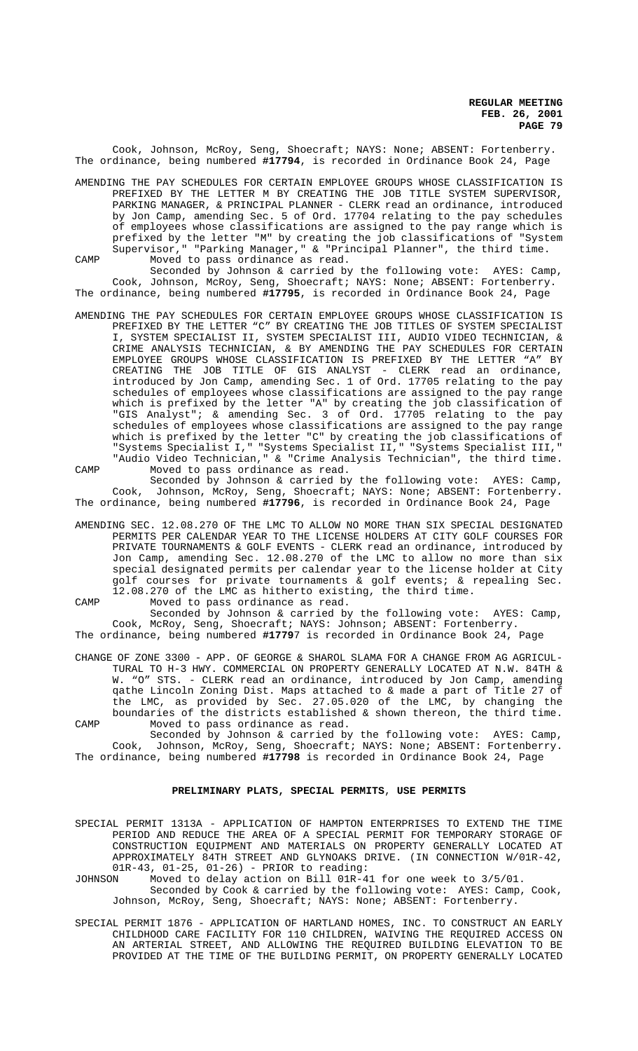Cook, Johnson, McRoy, Seng, Shoecraft; NAYS: None; ABSENT: Fortenberry. The ordinance, being numbered **#17794**, is recorded in Ordinance Book 24, Page

AMENDING THE PAY SCHEDULES FOR CERTAIN EMPLOYEE GROUPS WHOSE CLASSIFICATION IS PREFIXED BY THE LETTER M BY CREATING THE JOB TITLE SYSTEM SUPERVISOR, PARKING MANAGER, & PRINCIPAL PLANNER - CLERK read an ordinance, introduced by Jon Camp, amending Sec. 5 of Ord. 17704 relating to the pay schedules of employees whose classifications are assigned to the pay range which is prefixed by the letter "M" by creating the job classifications of "System Supervisor," "Parking Manager," & "Principal Planner", the third time.

CAMP Moved to pass ordinance as read.

Seconded by Johnson & carried by the following vote: AYES: Camp, Cook, Johnson, McRoy, Seng, Shoecraft; NAYS: None; ABSENT: Fortenberry. The ordinance, being numbered **#17795**, is recorded in Ordinance Book 24, Page

AMENDING THE PAY SCHEDULES FOR CERTAIN EMPLOYEE GROUPS WHOSE CLASSIFICATION IS PREFIXED BY THE LETTER "C" BY CREATING THE JOB TITLES OF SYSTEM SPECIALIST I, SYSTEM SPECIALIST II, SYSTEM SPECIALIST III, AUDIO VIDEO TECHNICIAN, & CRIME ANALYSIS TECHNICIAN, & BY AMENDING THE PAY SCHEDULES FOR CERTAIN EMPLOYEE GROUPS WHOSE CLASSIFICATION IS PREFIXED BY THE LETTER "A" BY CREATING THE JOB TITLE OF GIS ANALYST - CLERK read an ordinance, introduced by Jon Camp, amending Sec. 1 of Ord. 17705 relating to the pay schedules of employees whose classifications are assigned to the pay range which is prefixed by the letter "A" by creating the job classification of "GIS Analyst"; & amending Sec. 3 of Ord. 17705 relating to the pay schedules of employees whose classifications are assigned to the pay range which is prefixed by the letter "C" by creating the job classifications of "Systems Specialist I," "Systems Specialist II," "Systems Specialist III," "Audio Video Technician," & "Crime Analysis Technician", the third time.

CAMP Moved to pass ordinance as read.

Seconded by Johnson & carried by the following vote: AYES: Camp, Cook, Johnson, McRoy, Seng, Shoecraft; NAYS: None; ABSENT: Fortenberry. The ordinance, being numbered **#17796**, is recorded in Ordinance Book 24, Page

AMENDING SEC. 12.08.270 OF THE LMC TO ALLOW NO MORE THAN SIX SPECIAL DESIGNATED PERMITS PER CALENDAR YEAR TO THE LICENSE HOLDERS AT CITY GOLF COURSES FOR PRIVATE TOURNAMENTS & GOLF EVENTS - CLERK read an ordinance, introduced by Jon Camp, amending Sec. 12.08.270 of the LMC to allow no more than six special designated permits per calendar year to the license holder at City golf courses for private tournaments & golf events; & repealing Sec. 12.08.270 of the LMC as hitherto existing, the third time.

CAMP Moved to pass ordinance as read.

Seconded by Johnson & carried by the following vote: AYES: Camp, Cook, McRoy, Seng, Shoecraft; NAYS: Johnson; ABSENT: Fortenberry. The ordinance, being numbered **#17797** is recorded in Ordinance Book 24, Page

CHANGE OF ZONE 3300 - APP. OF GEORGE & SHAROL SLAMA FOR A CHANGE FROM AG AGRICULTURAL TO H-3 HWY. COMMERCIAL ON PROPERTY GENERALLY LOCATED AT N.W. 84TH & W. "O" STS. - CLERK read an ordinance, introduced by Jon Camp, amending qathe Lincoln Zoning Dist. Maps attached to & made a part of Title 27 of the LMC, as provided by Sec. 27.05.020 of the LMC, by changing the boundaries of the districts established & shown thereon, the third time.

CAMP Moved to pass ordinance as read.

Seconded by Johnson & carried by the following vote: AYES: Camp, Cook, Johnson, McRoy, Seng, Shoecraft; NAYS: None; ABSENT: Fortenberry. The ordinance, being numbered **#17798** is recorded in Ordinance Book 24, Page

## PRELIMINARY PLATS, SPECIAL PERMITS, USE PERMITS

SPECIAL PERMIT 1313A - APPLICATION OF HAMPTON ENTERPRISES TO EXTEND THE TIME PERIOD AND REDUCE THE AREA OF A SPECIAL PERMIT FOR TEMPORARY STORAGE OF CONSTRUCTION EQUIPMENT AND MATERIALS ON PROPERTY GENERALLY LOCATED AT APPROXIMATELY 84TH STREET AND GLYNOAKS DRIVE. (IN CONNECTION W/01R-42, 01R-43, 01-25, 01-26) - PRIOR to reading:

JOHNSON Moved to delay action on Bill 01R-41 for one week to 3/5/01.

Seconded by Cook & carried by the following vote: AYES: Camp, Cook, Johnson, McRoy, Seng, Shoecraft; NAYS: None; ABSENT: Fortenberry.

SPECIAL PERMIT 1876 - APPLICATION OF HARTLAND HOMES, INC. TO CONSTRUCT AN EARLY CHILDHOOD CARE FACILITY FOR 110 CHILDREN, WAIVING THE REQUIRED ACCESS ON AN ARTERIAL STREET, AND ALLOWING THE REQUIRED BUILDING ELEVATION TO BE PROVIDED AT THE TIME OF THE BUILDING PERMIT, ON PROPERTY GENERALLY LOCATED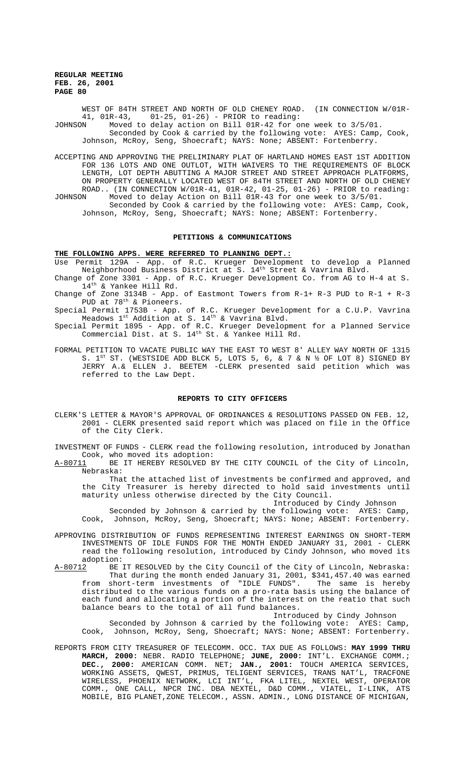WEST OF 84TH STREET AND NORTH OF OLD CHENEY ROAD. (IN CONNECTION W/01R-41, 01R-43, 01-25, 01-26) - PRIOR to reading:

JOHNSON Moved to delay action on Bill 01R-42 for one week to 3/5/01.
Seconded by Cook & carried by the following vote: AYES: Camp, Cook, Johnson, McRoy, Seng, Shoecraft; NAYS: None; ABSENT: Fortenberry.

ACCEPTING AND APPROVING THE PRELIMINARY PLAT OF HARTLAND HOMES EAST 1ST ADDITION FOR 136 LOTS AND ONE OUTLOT, WITH WAIVERS TO THE REQUIREMENTS OF BLOCK LENGTH, LOT DEPTH ABUTTING A MAJOR STREET AND STREET APPROACH PLATFORMS, ON PROPERTY GENERALLY LOCATED WEST OF 84TH STREET AND NORTH OF OLD CHENEY ROAD.. (IN CONNECTION W/01R-41, 01R-42, 01-25, 01-26) - PRIOR to reading:

JOHNSON Moved to delay Action on Bill 01R-43 for one week to 3/5/01.
Seconded by Cook & carried by the following vote: AYES: Camp, Cook, Johnson, McRoy, Seng, Shoecraft; NAYS: None; ABSENT: Fortenberry.

## PETITIONS & COMMUNICATIONS

**THE FOLLOWING APPS. WERE REFERRED TO PLANNING DEPT.:**

Use Permit 129A - App. of R.C. Krueger Development to develop a Planned Neighborhood Business District at S. 14th Street & Vavrina Blvd.

Change of Zone 3301 - App. of R.C. Krueger Development Co. from AG to H-4 at S. 14th & Yankee Hill Rd.

Change of Zone 3134B - App. of Eastmont Towers from R-1+ R-3 PUD to R-1 + R-3 PUD at 78th & Pioneers.

Special Permit 1753B - App. of R.C. Krueger Development for a C.U.P. Vavrina Meadows 1st Addition at S. 14th & Vavrina Blvd.

Special Permit 1895 - App. of R.C. Krueger Development for a Planned Service Commercial Dist. at S. 14th St. & Yankee Hill Rd.

FORMAL PETITION TO VACATE PUBLIC WAY THE EAST TO WEST 8' ALLEY WAY NORTH OF 1315 S. 1ST ST. (WESTSIDE ADD BLCK 5, LOTS 5, 6, & 7 & N ½ OF LOT 8) SIGNED BY JERRY A.& ELLEN J. BEETEM -CLERK presented said petition which was referred to the Law Dept.

## REPORTS TO CITY OFFICERS

CLERK'S LETTER & MAYOR'S APPROVAL OF ORDINANCES & RESOLUTIONS PASSED ON FEB. 12, 2001 - CLERK presented said report which was placed on file in the Office of the City Clerk.

INVESTMENT OF FUNDS - CLERK read the following resolution, introduced by Jonathan Cook, who moved its adoption:

A-80711 BE IT HEREBY RESOLVED BY THE CITY COUNCIL of the City of Lincoln, Nebraska:

That the attached list of investments be confirmed and approved, and the City Treasurer is hereby directed to hold said investments until maturity unless otherwise directed by the City Council.

Introduced by Cindy Johnson

Seconded by Johnson & carried by the following vote: AYES: Camp, Cook, Johnson, McRoy, Seng, Shoecraft; NAYS: None; ABSENT: Fortenberry.

APPROVING DISTRIBUTION OF FUNDS REPRESENTING INTEREST EARNINGS ON SHORT-TERM INVESTMENTS OF IDLE FUNDS FOR THE MONTH ENDED JANUARY 31, 2001 - CLERK read the following resolution, introduced by Cindy Johnson, who moved its adoption:

A-80712 BE IT RESOLVED by the City Council of the City of Lincoln, Nebraska:

That during the month ended January 31, 2001, \$341,457.40 was earned from short-term investments of "IDLE FUNDS". The same is hereby distributed to the various funds on a pro-rata basis using the balance of each fund and allocating a portion of the interest on the reatio that such balance bears to the total of all fund balances.

Introduced by Cindy Johnson

Seconded by Johnson & carried by the following vote: AYES: Camp, Cook, Johnson, McRoy, Seng, Shoecraft; NAYS: None; ABSENT: Fortenberry.

REPORTS FROM CITY TREASURER OF TELECOMM. OCC. TAX DUE AS FOLLOWS: **MAY 1999 THRU MARCH, 2000:** NEBR. RADIO TELEPHONE; **JUNE, 2000:** INT'L. EXCHANGE COMM.; **DEC., 2000:** AMERICAN COMM. NET; **JAN., 2001:** TOUCH AMERICA SERVICES, WORKING ASSETS, QWEST, PRIMUS, TELIGENT SERVICES, TRANS NAT'L, TRACFONE WIRELESS, PHOENIX NETWORK, LCI INT'L, FKA LITEL, NEXTEL WEST, OPERATOR COMM., ONE CALL, NPCR INC. DBA NEXTEL, D&D COMM., VIATEL, I-LINK, ATS MOBILE, BIG PLANET,ZONE TELECOM., ASSN. ADMIN., LONG DISTANCE OF MICHIGAN,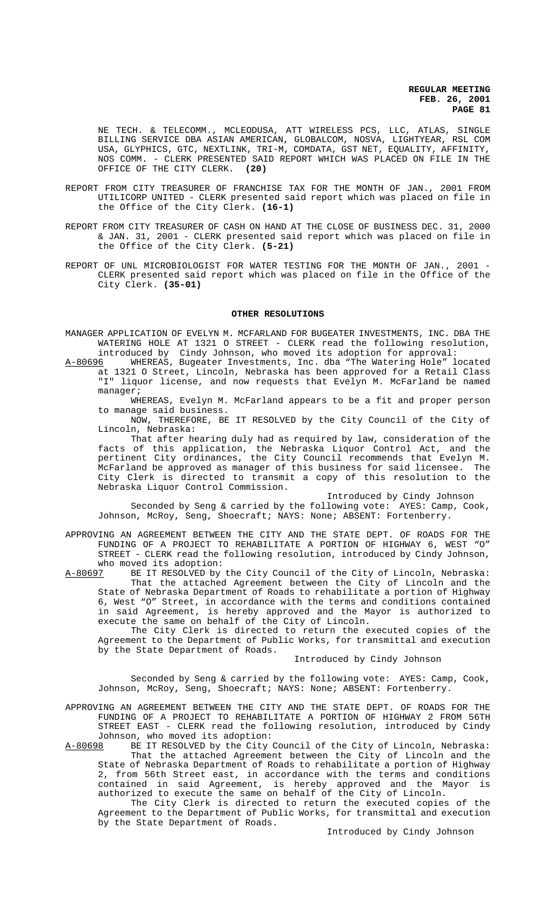NE TECH. & TELECOMM., MCLEODUSA, ATT WIRELESS PCS, LLC, ATLAS, SINGLE BILLING SERVICE DBA ASIAN AMERICAN, GLOBALCOM, NOSVA, LIGHTYEAR, RSL COM USA, GLYPHICS, GTC, NEXTLINK, TRI-M, COMDATA, GST NET, EQUALITY, AFFINITY, NOS COMM. - CLERK PRESENTED SAID REPORT WHICH WAS PLACED ON FILE IN THE OFFICE OF THE CITY CLERK. **(20)**

REPORT FROM CITY TREASURER OF FRANCHISE TAX FOR THE MONTH OF JAN., 2001 FROM UTILICORP UNITED - CLERK presented said report which was placed on file in the Office of the City Clerk. **(16-1)**

REPORT FROM CITY TREASURER OF CASH ON HAND AT THE CLOSE OF BUSINESS DEC. 31, 2000 & JAN. 31, 2001 - CLERK presented said report which was placed on file in the Office of the City Clerk. **(5-21)**

REPORT OF UNL MICROBIOLOGIST FOR WATER TESTING FOR THE MONTH OF JAN., 2001 - CLERK presented said report which was placed on file in the Office of the City Clerk. **(35-01)**

## OTHER RESOLUTIONS

MANAGER APPLICATION OF EVELYN M. MCFARLAND FOR BUGEATER INVESTMENTS, INC. DBA THE WATERING HOLE AT 1321 O STREET - CLERK read the following resolution, introduced by Cindy Johnson, who moved its adoption for approval:

A-80696 WHEREAS, Bugeater Investments, Inc. dba "The Watering Hole" located at 1321 O Street, Lincoln, Nebraska has been approved for a Retail Class "I" liquor license, and now requests that Evelyn M. McFarland be named manager;

WHEREAS, Evelyn M. McFarland appears to be a fit and proper person to manage said business.

NOW, THEREFORE, BE IT RESOLVED by the City Council of the City of Lincoln, Nebraska:

That after hearing duly had as required by law, consideration of the facts of this application, the Nebraska Liquor Control Act, and the pertinent City ordinances, the City Council recommends that Evelyn M. McFarland be approved as manager of this business for said licensee. The City Clerk is directed to transmit a copy of this resolution to the Nebraska Liquor Control Commission.

Introduced by Cindy Johnson

Seconded by Seng & carried by the following vote: AYES: Camp, Cook, Johnson, McRoy, Seng, Shoecraft; NAYS: None; ABSENT: Fortenberry.

APPROVING AN AGREEMENT BETWEEN THE CITY AND THE STATE DEPT. OF ROADS FOR THE FUNDING OF A PROJECT TO REHABILITATE A PORTION OF HIGHWAY 6, WEST "O" STREET - CLERK read the following resolution, introduced by Cindy Johnson, who moved its adoption:

A-80697 BE IT RESOLVED by the City Council of the City of Lincoln, Nebraska:

That the attached Agreement between the City of Lincoln and the State of Nebraska Department of Roads to rehabilitate a portion of Highway 6, West "O" Street, in accordance with the terms and conditions contained in said Agreement, is hereby approved and the Mayor is authorized to execute the same on behalf of the City of Lincoln.

The City Clerk is directed to return the executed copies of the Agreement to the Department of Public Works, for transmittal and execution by the State Department of Roads.

Introduced by Cindy Johnson

Seconded by Seng & carried by the following vote: AYES: Camp, Cook, Johnson, McRoy, Seng, Shoecraft; NAYS: None; ABSENT: Fortenberry.

APPROVING AN AGREEMENT BETWEEN THE CITY AND THE STATE DEPT. OF ROADS FOR THE FUNDING OF A PROJECT TO REHABILITATE A PORTION OF HIGHWAY 2 FROM 56TH STREET EAST - CLERK read the following resolution, introduced by Cindy Johnson, who moved its adoption:

A-80698 BE IT RESOLVED by the City Council of the City of Lincoln, Nebraska:

That the attached Agreement between the City of Lincoln and the State of Nebraska Department of Roads to rehabilitate a portion of Highway 2, from 56th Street east, in accordance with the terms and conditions contained in said Agreement, is hereby approved and the Mayor is authorized to execute the same on behalf of the City of Lincoln.

The City Clerk is directed to return the executed copies of the Agreement to the Department of Public Works, for transmittal and execution by the State Department of Roads.

Introduced by Cindy Johnson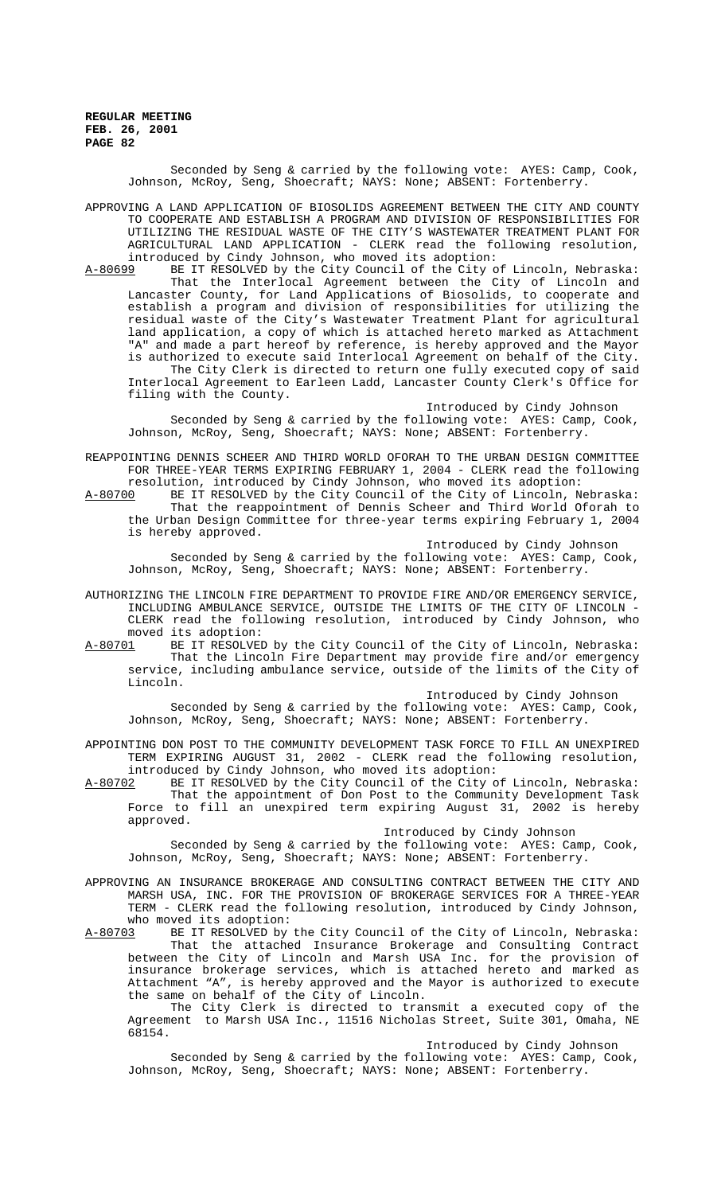Seconded by Seng & carried by the following vote: AYES: Camp, Cook, Johnson, McRoy, Seng, Shoecraft; NAYS: None; ABSENT: Fortenberry.

APPROVING A LAND APPLICATION OF BIOSOLIDS AGREEMENT BETWEEN THE CITY AND COUNTY TO COOPERATE AND ESTABLISH A PROGRAM AND DIVISION OF RESPONSIBILITIES FOR UTILIZING THE RESIDUAL WASTE OF THE CITY'S WASTEWATER TREATMENT PLANT FOR AGRICULTURAL LAND APPLICATION - CLERK read the following resolution, introduced by Cindy Johnson, who moved its adoption:

A-80699 BE IT RESOLVED by the City Council of the City of Lincoln, Nebraska:

That the Interlocal Agreement between the City of Lincoln and Lancaster County, for Land Applications of Biosolids, to cooperate and establish a program and division of responsibilities for utilizing the residual waste of the City's Wastewater Treatment Plant for agricultural land application, a copy of which is attached hereto marked as Attachment "A" and made a part hereof by reference, is hereby approved and the Mayor is authorized to execute said Interlocal Agreement on behalf of the City.

The City Clerk is directed to return one fully executed copy of said Interlocal Agreement to Earleen Ladd, Lancaster County Clerk's Office for filing with the County.

Introduced by Cindy Johnson

Seconded by Seng & carried by the following vote: AYES: Camp, Cook, Johnson, McRoy, Seng, Shoecraft; NAYS: None; ABSENT: Fortenberry.

REAPPOINTING DENNIS SCHEER AND THIRD WORLD OFORAH TO THE URBAN DESIGN COMMITTEE FOR THREE-YEAR TERMS EXPIRING FEBRUARY 1, 2004 - CLERK read the following resolution, introduced by Cindy Johnson, who moved its adoption:

A-80700 BE IT RESOLVED by the City Council of the City of Lincoln, Nebraska:

That the reappointment of Dennis Scheer and Third World Oforah to the Urban Design Committee for three-year terms expiring February 1, 2004 is hereby approved.

Introduced by Cindy Johnson

Seconded by Seng & carried by the following vote: AYES: Camp, Cook, Johnson, McRoy, Seng, Shoecraft; NAYS: None; ABSENT: Fortenberry.

AUTHORIZING THE LINCOLN FIRE DEPARTMENT TO PROVIDE FIRE AND/OR EMERGENCY SERVICE, INCLUDING AMBULANCE SERVICE, OUTSIDE THE LIMITS OF THE CITY OF LINCOLN - CLERK read the following resolution, introduced by Cindy Johnson, who moved its adoption:

A-80701 BE IT RESOLVED by the City Council of the City of Lincoln, Nebraska:

That the Lincoln Fire Department may provide fire and/or emergency service, including ambulance service, outside of the limits of the City of Lincoln.

Introduced by Cindy Johnson

Seconded by Seng & carried by the following vote: AYES: Camp, Cook, Johnson, McRoy, Seng, Shoecraft; NAYS: None; ABSENT: Fortenberry.

APPOINTING DON POST TO THE COMMUNITY DEVELOPMENT TASK FORCE TO FILL AN UNEXPIRED TERM EXPIRING AUGUST 31, 2002 - CLERK read the following resolution, introduced by Cindy Johnson, who moved its adoption:

A-80702 BE IT RESOLVED by the City Council of the City of Lincoln, Nebraska:

That the appointment of Don Post to the Community Development Task Force to fill an unexpired term expiring August 31, 2002 is hereby approved.

Introduced by Cindy Johnson

Seconded by Seng & carried by the following vote: AYES: Camp, Cook, Johnson, McRoy, Seng, Shoecraft; NAYS: None; ABSENT: Fortenberry.

APPROVING AN INSURANCE BROKERAGE AND CONSULTING CONTRACT BETWEEN THE CITY AND MARSH USA, INC. FOR THE PROVISION OF BROKERAGE SERVICES FOR A THREE-YEAR TERM - CLERK read the following resolution, introduced by Cindy Johnson, who moved its adoption:

A-80703 BE IT RESOLVED by the City Council of the City of Lincoln, Nebraska:

That the attached Insurance Brokerage and Consulting Contract between the City of Lincoln and Marsh USA Inc. for the provision of insurance brokerage services, which is attached hereto and marked as Attachment "A", is hereby approved and the Mayor is authorized to execute the same on behalf of the City of Lincoln.

The City Clerk is directed to transmit a executed copy of the Agreement to Marsh USA Inc., 11516 Nicholas Street, Suite 301, Omaha, NE 68154.

Introduced by Cindy Johnson

Seconded by Seng & carried by the following vote: AYES: Camp, Cook, Johnson, McRoy, Seng, Shoecraft; NAYS: None; ABSENT: Fortenberry.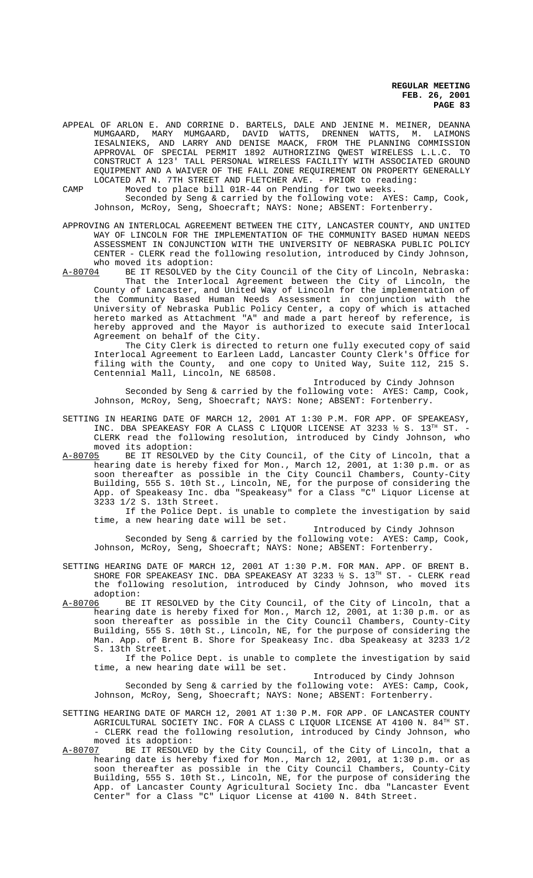APPEAL OF ARLON E. AND CORRINE D. BARTELS, DALE AND JENINE M. MEINER, DEANNA MUMGAARD, MARY MUMGAARD, DAVID WATTS, DRENNEN WATTS, M. LAIMONS IESALNIEKS, AND LARRY AND DENISE MAACK, FROM THE PLANNING COMMISSION APPROVAL OF SPECIAL PERMIT 1892 AUTHORIZING QWEST WIRELESS L.L.C. TO CONSTRUCT A 123' TALL PERSONAL WIRELESS FACILITY WITH ASSOCIATED GROUND EQUIPMENT AND A WAIVER OF THE FALL ZONE REQUIREMENT ON PROPERTY GENERALLY LOCATED AT N. 7TH STREET AND FLETCHER AVE. - PRIOR to reading:

CAMP Moved to place bill 01R-44 on Pending for two weeks.

Seconded by Seng & carried by the following vote: AYES: Camp, Cook, Johnson, McRoy, Seng, Shoecraft; NAYS: None; ABSENT: Fortenberry.

APPROVING AN INTERLOCAL AGREEMENT BETWEEN THE CITY, LANCASTER COUNTY, AND UNITED WAY OF LINCOLN FOR THE IMPLEMENTATION OF THE COMMUNITY BASED HUMAN NEEDS ASSESSMENT IN CONJUNCTION WITH THE UNIVERSITY OF NEBRASKA PUBLIC POLICY CENTER - CLERK read the following resolution, introduced by Cindy Johnson, who moved its adoption:

A-80704 BE IT RESOLVED by the City Council of the City of Lincoln, Nebraska: That the Interlocal Agreement between the City of Lincoln, the County of Lancaster, and United Way of Lincoln for the implementation of the Community Based Human Needs Assessment in conjunction with the University of Nebraska Public Policy Center, a copy of which is attached hereto marked as Attachment "A" and made a part hereof by reference, is hereby approved and the Mayor is authorized to execute said Interlocal Agreement on behalf of the City.

The City Clerk is directed to return one fully executed copy of said Interlocal Agreement to Earleen Ladd, Lancaster County Clerk's Office for filing with the County, and one copy to United Way, Suite 112, 215 S. Centennial Mall, Lincoln, NE 68508.

Introduced by Cindy Johnson

Seconded by Seng & carried by the following vote: AYES: Camp, Cook, Johnson, McRoy, Seng, Shoecraft; NAYS: None; ABSENT: Fortenberry.

SETTING IN HEARING DATE OF MARCH 12, 2001 AT 1:30 P.M. FOR APP. OF SPEAKEASY, INC. DBA SPEAKEASY FOR A CLASS C LIQUOR LICENSE AT 3233 ½ S. 13TH ST. - CLERK read the following resolution, introduced by Cindy Johnson, who moved its adoption:

A-80705 BE IT RESOLVED by the City Council, of the City of Lincoln, that a hearing date is hereby fixed for Mon., March 12, 2001, at 1:30 p.m. or as soon thereafter as possible in the City Council Chambers, County-City Building, 555 S. 10th St., Lincoln, NE, for the purpose of considering the App. of Speakeasy Inc. dba "Speakeasy" for a Class "C" Liquor License at 3233 1/2 S. 13th Street.

If the Police Dept. is unable to complete the investigation by said time, a new hearing date will be set.

Introduced by Cindy Johnson

Seconded by Seng & carried by the following vote: AYES: Camp, Cook, Johnson, McRoy, Seng, Shoecraft; NAYS: None; ABSENT: Fortenberry.

SETTING HEARING DATE OF MARCH 12, 2001 AT 1:30 P.M. FOR MAN. APP. OF BRENT B. SHORE FOR SPEAKEASY INC. DBA SPEAKEASY AT 3233 ½ S. 13TH ST. - CLERK read the following resolution, introduced by Cindy Johnson, who moved its adoption:

A-80706 BE IT RESOLVED by the City Council, of the City of Lincoln, that a hearing date is hereby fixed for Mon., March 12, 2001, at 1:30 p.m. or as soon thereafter as possible in the City Council Chambers, County-City Building, 555 S. 10th St., Lincoln, NE, for the purpose of considering the Man. App. of Brent B. Shore for Speakeasy Inc. dba Speakeasy at 3233 1/2 S. 13th Street.

If the Police Dept. is unable to complete the investigation by said time, a new hearing date will be set.

Introduced by Cindy Johnson

Seconded by Seng & carried by the following vote: AYES: Camp, Cook, Johnson, McRoy, Seng, Shoecraft; NAYS: None; ABSENT: Fortenberry.

SETTING HEARING DATE OF MARCH 12, 2001 AT 1:30 P.M. FOR APP. OF LANCASTER COUNTY AGRICULTURAL SOCIETY INC. FOR A CLASS C LIQUOR LICENSE AT 4100 N. 84TH ST. - CLERK read the following resolution, introduced by Cindy Johnson, who moved its adoption:

A-80707 BE IT RESOLVED by the City Council, of the City of Lincoln, that a hearing date is hereby fixed for Mon., March 12, 2001, at 1:30 p.m. or as soon thereafter as possible in the City Council Chambers, County-City Building, 555 S. 10th St., Lincoln, NE, for the purpose of considering the App. of Lancaster County Agricultural Society Inc. dba "Lancaster Event Center" for a Class "C" Liquor License at 4100 N. 84th Street.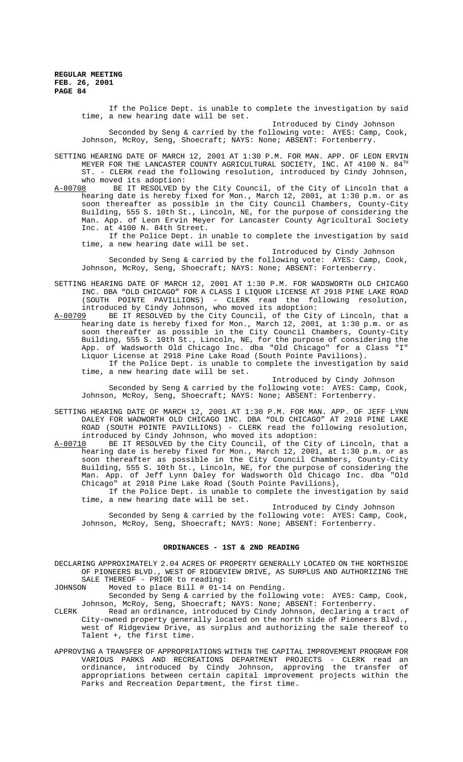If the Police Dept. is unable to complete the investigation by said time, a new hearing date will be set.

Introduced by Cindy Johnson

Seconded by Seng & carried by the following vote: AYES: Camp, Cook, Johnson, McRoy, Seng, Shoecraft; NAYS: None; ABSENT: Fortenberry.

SETTING HEARING DATE OF MARCH 12, 2001 AT 1:30 P.M. FOR MAN. APP. OF LEON ERVIN MEYER FOR THE LANCASTER COUNTY AGRICULTURAL SOCIETY, INC. AT 4100 N. 84TH ST. - CLERK read the following resolution, introduced by Cindy Johnson, who moved its adoption:

A-80708 BE IT RESOLVED by the City Council, of the City of Lincoln that a hearing date is hereby fixed for Mon., March 12, 2001, at 1:30 p.m. or as soon thereafter as possible in the City Council Chambers, County-City Building, 555 S. 10th St., Lincoln, NE, for the purpose of considering the Man. App. of Leon Ervin Meyer for Lancaster County Agricultural Society Inc. at 4100 N. 84th Street.

If the Police Dept. in unable to complete the investigation by said time, a new hearing date will be set.

Introduced by Cindy Johnson

Seconded by Seng & carried by the following vote: AYES: Camp, Cook, Johnson, McRoy, Seng, Shoecraft; NAYS: None; ABSENT: Fortenberry.

SETTING HEARING DATE OF MARCH 12, 2001 AT 1:30 P.M. FOR WADSWORTH OLD CHICAGO INC. DBA "OLD CHICAGO" FOR A CLASS I LIQUOR LICENSE AT 2918 PINE LAKE ROAD (SOUTH POINTE PAVILLIONS) - CLERK read the following resolution, introduced by Cindy Johnson, who moved its adoption:

A-80709 BE IT RESOLVED by the City Council, of the City of Lincoln, that a hearing date is hereby fixed for Mon., March 12, 2001, at 1:30 p.m. or as soon thereafter as possible in the City Council Chambers, County-City Building, 555 S. 10th St., Lincoln, NE, for the purpose of considering the App. of Wadsworth Old Chicago Inc. dba "Old Chicago" for a Class "I" Liquor License at 2918 Pine Lake Road (South Pointe Pavilions).

If the Police Dept. is unable to complete the investigation by said time, a new hearing date will be set.

Introduced by Cindy Johnson

Seconded by Seng & carried by the following vote: AYES: Camp, Cook, Johnson, McRoy, Seng, Shoecraft; NAYS: None; ABSENT: Fortenberry.

SETTING HEARING DATE OF MARCH 12, 2001 AT 1:30 P.M. FOR MAN. APP. OF JEFF LYNN DALEY FOR WADWORTH OLD CHICAGO INC. DBA "OLD CHICAGO" AT 2918 PINE LAKE ROAD (SOUTH POINTE PAVILLIONS) - CLERK read the following resolution, introduced by Cindy Johnson, who moved its adoption:

A-80710 BE IT RESOLVED by the City Council, of the City of Lincoln, that a hearing date is hereby fixed for Mon., March 12, 2001, at 1:30 p.m. or as soon thereafter as possible in the City Council Chambers, County-City Building, 555 S. 10th St., Lincoln, NE, for the purpose of considering the Man. App. of Jeff Lynn Daley for Wadsworth Old Chicago Inc. dba "Old Chicago" at 2918 Pine Lake Road (South Pointe Pavilions),

If the Police Dept. is unable to complete the investigation by said time, a new hearing date will be set.

Introduced by Cindy Johnson

Seconded by Seng & carried by the following vote: AYES: Camp, Cook, Johnson, McRoy, Seng, Shoecraft; NAYS: None; ABSENT: Fortenberry.

## ORDINANCES - 1ST & 2ND READING

DECLARING APPROXIMATELY 2.04 ACRES OF PROPERTY GENERALLY LOCATED ON THE NORTHSIDE OF PIONEERS BLVD., WEST OF RIDGEVIEW DRIVE, AS SURPLUS AND AUTHORIZING THE SALE THEREOF - PRIOR to reading:

JOHNSON Moved to place Bill # 01-14 on Pending.

Seconded by Seng & carried by the following vote: AYES: Camp, Cook, Johnson, McRoy, Seng, Shoecraft; NAYS: None; ABSENT: Fortenberry.

CLERK Read an ordinance, introduced by Cindy Johnson, declaring a tract of City-owned property generally located on the north side of Pioneers Blvd., west of Ridgeview Drive, as surplus and authorizing the sale thereof to Talent +, the first time.

APPROVING A TRANSFER OF APPROPRIATIONS WITHIN THE CAPITAL IMPROVEMENT PROGRAM FOR VARIOUS PARKS AND RECREATIONS DEPARTMENT PROJECTS - CLERK read an ordinance, introduced by Cindy Johnson, approving the transfer of appropriations between certain capital improvement projects within the Parks and Recreation Department, the first time.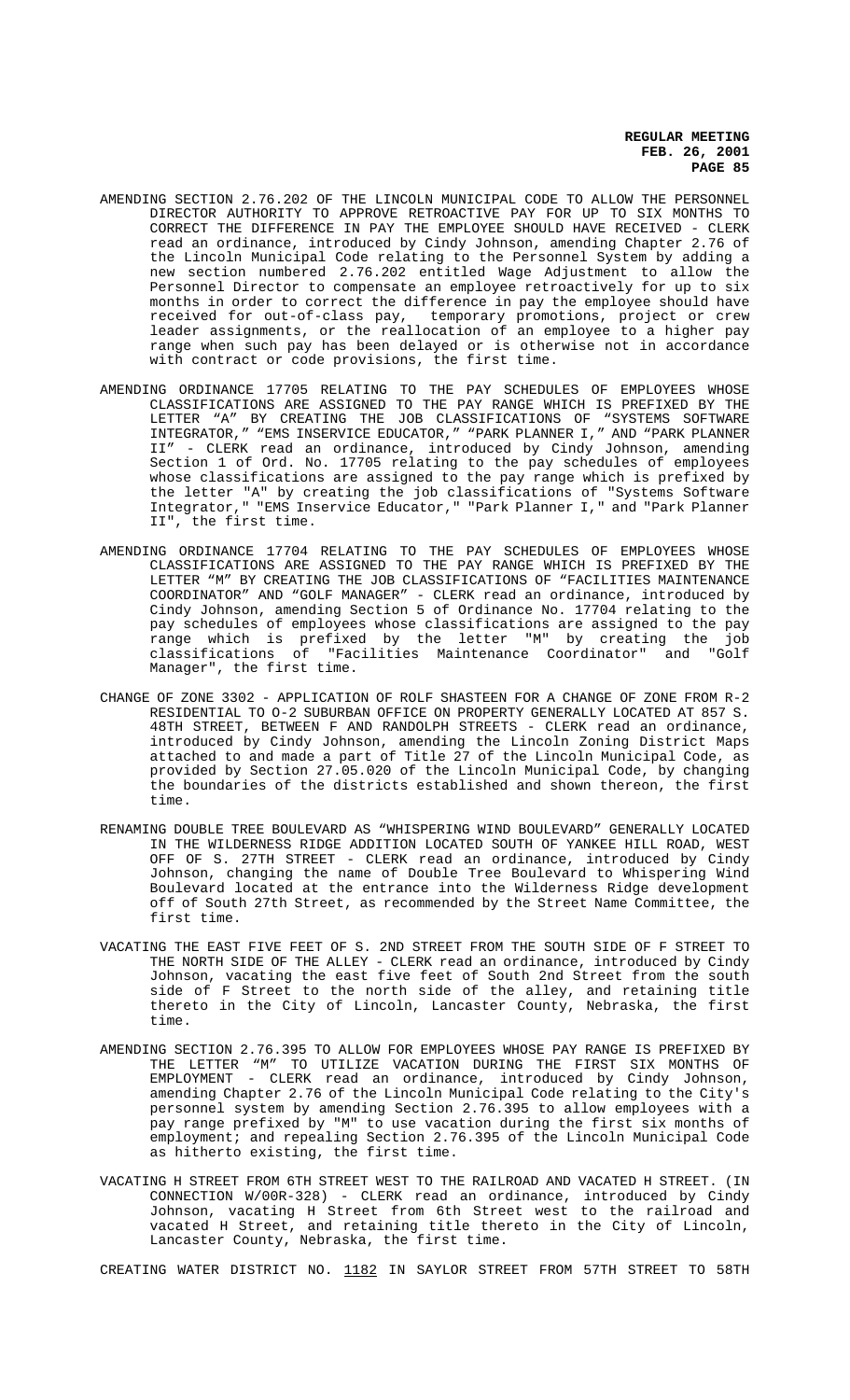AMENDING SECTION 2.76.202 OF THE LINCOLN MUNICIPAL CODE TO ALLOW THE PERSONNEL DIRECTOR AUTHORITY TO APPROVE RETROACTIVE PAY FOR UP TO SIX MONTHS TO CORRECT THE DIFFERENCE IN PAY THE EMPLOYEE SHOULD HAVE RECEIVED - CLERK read an ordinance, introduced by Cindy Johnson, amending Chapter 2.76 of the Lincoln Municipal Code relating to the Personnel System by adding a new section numbered 2.76.202 entitled Wage Adjustment to allow the Personnel Director to compensate an employee retroactively for up to six months in order to correct the difference in pay the employee should have received for out-of-class pay, temporary promotions, project or crew leader assignments, or the reallocation of an employee to a higher pay range when such pay has been delayed or is otherwise not in accordance with contract or code provisions, the first time.

AMENDING ORDINANCE 17705 RELATING TO THE PAY SCHEDULES OF EMPLOYEES WHOSE CLASSIFICATIONS ARE ASSIGNED TO THE PAY RANGE WHICH IS PREFIXED BY THE LETTER "A" BY CREATING THE JOB CLASSIFICATIONS OF "SYSTEMS SOFTWARE INTEGRATOR," "EMS INSERVICE EDUCATOR," "PARK PLANNER I," AND "PARK PLANNER II" - CLERK read an ordinance, introduced by Cindy Johnson, amending Section 1 of Ord. No. 17705 relating to the pay schedules of employees whose classifications are assigned to the pay range which is prefixed by the letter "A" by creating the job classifications of "Systems Software Integrator," "EMS Inservice Educator," "Park Planner I," and "Park Planner II", the first time.

AMENDING ORDINANCE 17704 RELATING TO THE PAY SCHEDULES OF EMPLOYEES WHOSE CLASSIFICATIONS ARE ASSIGNED TO THE PAY RANGE WHICH IS PREFIXED BY THE LETTER "M" BY CREATING THE JOB CLASSIFICATIONS OF "FACILITIES MAINTENANCE COORDINATOR" AND "GOLF MANAGER" - CLERK read an ordinance, introduced by Cindy Johnson, amending Section 5 of Ordinance No. 17704 relating to the pay schedules of employees whose classifications are assigned to the pay range which is prefixed by the letter "M" by creating the job classifications of "Facilities Maintenance Coordinator" and "Golf Manager", the first time.

CHANGE OF ZONE 3302 - APPLICATION OF ROLF SHASTEEN FOR A CHANGE OF ZONE FROM R-2 RESIDENTIAL TO O-2 SUBURBAN OFFICE ON PROPERTY GENERALLY LOCATED AT 857 S. 48TH STREET, BETWEEN F AND RANDOLPH STREETS - CLERK read an ordinance, introduced by Cindy Johnson, amending the Lincoln Zoning District Maps attached to and made a part of Title 27 of the Lincoln Municipal Code, as provided by Section 27.05.020 of the Lincoln Municipal Code, by changing the boundaries of the districts established and shown thereon, the first time.

RENAMING DOUBLE TREE BOULEVARD AS "WHISPERING WIND BOULEVARD" GENERALLY LOCATED IN THE WILDERNESS RIDGE ADDITION LOCATED SOUTH OF YANKEE HILL ROAD, WEST OFF OF S. 27TH STREET - CLERK read an ordinance, introduced by Cindy Johnson, changing the name of Double Tree Boulevard to Whispering Wind Boulevard located at the entrance into the Wilderness Ridge development off of South 27th Street, as recommended by the Street Name Committee, the first time.

VACATING THE EAST FIVE FEET OF S. 2ND STREET FROM THE SOUTH SIDE OF F STREET TO THE NORTH SIDE OF THE ALLEY - CLERK read an ordinance, introduced by Cindy Johnson, vacating the east five feet of South 2nd Street from the south side of F Street to the north side of the alley, and retaining title thereto in the City of Lincoln, Lancaster County, Nebraska, the first time.

AMENDING SECTION 2.76.395 TO ALLOW FOR EMPLOYEES WHOSE PAY RANGE IS PREFIXED BY THE LETTER "M" TO UTILIZE VACATION DURING THE FIRST SIX MONTHS OF EMPLOYMENT - CLERK read an ordinance, introduced by Cindy Johnson, amending Chapter 2.76 of the Lincoln Municipal Code relating to the City's personnel system by amending Section 2.76.395 to allow employees with a pay range prefixed by "M" to use vacation during the first six months of employment; and repealing Section 2.76.395 of the Lincoln Municipal Code as hitherto existing, the first time.

VACATING H STREET FROM 6TH STREET WEST TO THE RAILROAD AND VACATED H STREET. (IN CONNECTION W/00R-328) - CLERK read an ordinance, introduced by Cindy Johnson, vacating H Street from 6th Street west to the railroad and vacated H Street, and retaining title thereto in the City of Lincoln, Lancaster County, Nebraska, the first time.

CREATING WATER DISTRICT NO. 1182 IN SAYLOR STREET FROM 57TH STREET TO 58TH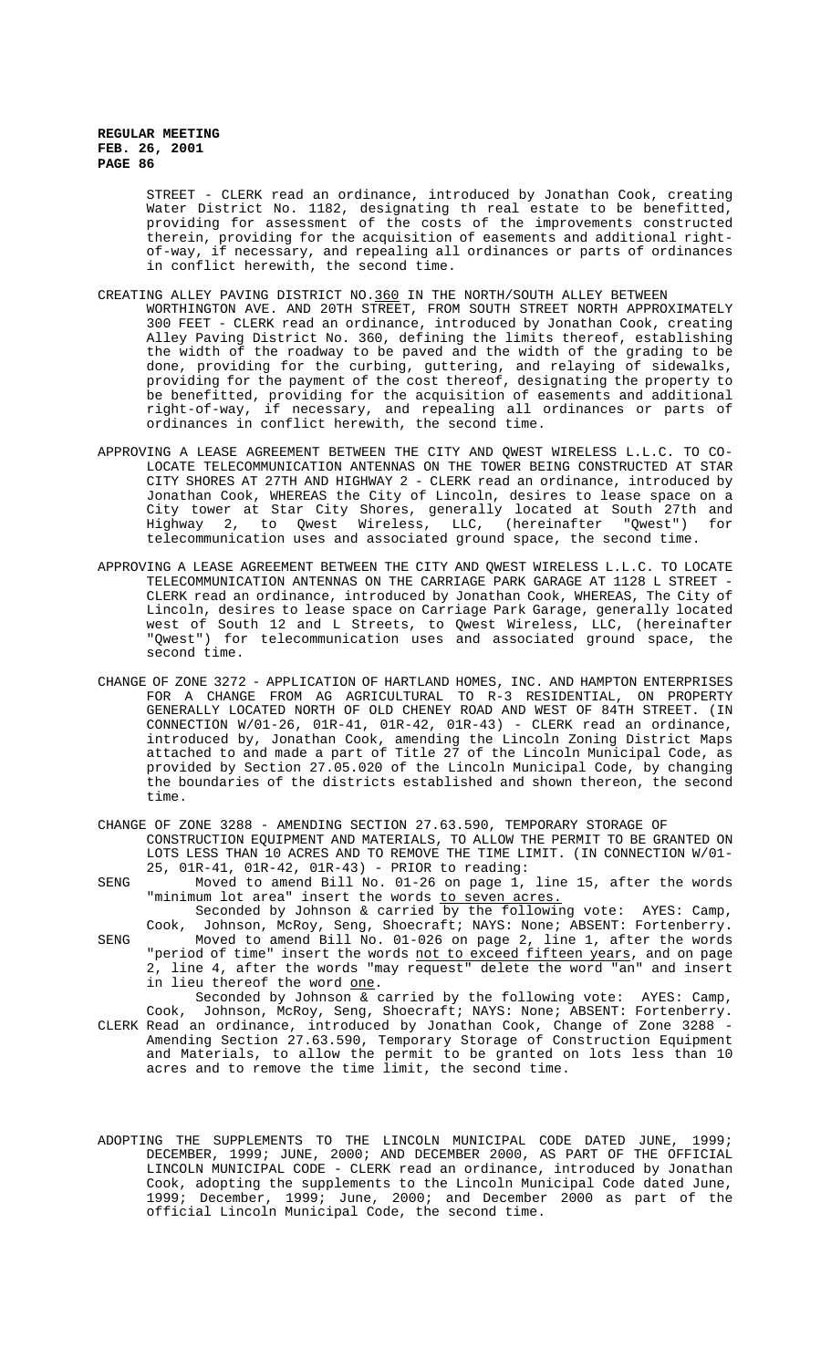STREET - CLERK read an ordinance, introduced by Jonathan Cook, creating Water District No. 1182, designating th real estate to be benefitted, providing for assessment of the costs of the improvements constructed therein, providing for the acquisition of easements and additional right-of-way, if necessary, and repealing all ordinances or parts of ordinances in conflict herewith, the second time.

CREATING ALLEY PAVING DISTRICT NO.360 IN THE NORTH/SOUTH ALLEY BETWEEN WORTHINGTON AVE. AND 20TH STREET, FROM SOUTH STREET NORTH APPROXIMATELY 300 FEET - CLERK read an ordinance, introduced by Jonathan Cook, creating Alley Paving District No. 360, defining the limits thereof, establishing the width of the roadway to be paved and the width of the grading to be done, providing for the curbing, guttering, and relaying of sidewalks, providing for the payment of the cost thereof, designating the property to be benefitted, providing for the acquisition of easements and additional right-of-way, if necessary, and repealing all ordinances or parts of ordinances in conflict herewith, the second time.

APPROVING A LEASE AGREEMENT BETWEEN THE CITY AND QWEST WIRELESS L.L.C. TO CO-LOCATE TELECOMMUNICATION ANTENNAS ON THE TOWER BEING CONSTRUCTED AT STAR CITY SHORES AT 27TH AND HIGHWAY 2 - CLERK read an ordinance, introduced by Jonathan Cook, WHEREAS the City of Lincoln, desires to lease space on a City tower at Star City Shores, generally located at South 27th and Highway 2, to Qwest Wireless, LLC, (hereinafter "Qwest") for telecommunication uses and associated ground space, the second time.

APPROVING A LEASE AGREEMENT BETWEEN THE CITY AND QWEST WIRELESS L.L.C. TO LOCATE TELECOMMUNICATION ANTENNAS ON THE CARRIAGE PARK GARAGE AT 1128 L STREET - CLERK read an ordinance, introduced by Jonathan Cook, WHEREAS, The City of Lincoln, desires to lease space on Carriage Park Garage, generally located west of South 12 and L Streets, to Qwest Wireless, LLC, (hereinafter "Qwest") for telecommunication uses and associated ground space, the second time.

CHANGE OF ZONE 3272 - APPLICATION OF HARTLAND HOMES, INC. AND HAMPTON ENTERPRISES FOR A CHANGE FROM AG AGRICULTURAL TO R-3 RESIDENTIAL, ON PROPERTY GENERALLY LOCATED NORTH OF OLD CHENEY ROAD AND WEST OF 84TH STREET. (IN CONNECTION W/01-26, 01R-41, 01R-42, 01R-43) - CLERK read an ordinance, introduced by, Jonathan Cook, amending the Lincoln Zoning District Maps attached to and made a part of Title 27 of the Lincoln Municipal Code, as provided by Section 27.05.020 of the Lincoln Municipal Code, by changing the boundaries of the districts established and shown thereon, the second time.

CHANGE OF ZONE 3288 - AMENDING SECTION 27.63.590, TEMPORARY STORAGE OF CONSTRUCTION EQUIPMENT AND MATERIALS, TO ALLOW THE PERMIT TO BE GRANTED ON LOTS LESS THAN 10 ACRES AND TO REMOVE THE TIME LIMIT. (IN CONNECTION W/01-25, 01R-41, 01R-42, 01R-43) - PRIOR to reading:

SENG Moved to amend Bill No. 01-26 on page 1, line 15, after the words "minimum lot area" insert the words to seven acres.
Seconded by Johnson & carried by the following vote: AYES: Camp, Cook, Johnson, McRoy, Seng, Shoecraft; NAYS: None; ABSENT: Fortenberry.

SENG Moved to amend Bill No. 01-026 on page 2, line 1, after the words "period of time" insert the words not to exceed fifteen years, and on page 2, line 4, after the words "may request" delete the word "an" and insert in lieu thereof the word one.
Seconded by Johnson & carried by the following vote: AYES: Camp, Cook, Johnson, McRoy, Seng, Shoecraft; NAYS: None; ABSENT: Fortenberry.

CLERK Read an ordinance, introduced by Jonathan Cook, Change of Zone 3288 - Amending Section 27.63.590, Temporary Storage of Construction Equipment and Materials, to allow the permit to be granted on lots less than 10 acres and to remove the time limit, the second time.

ADOPTING THE SUPPLEMENTS TO THE LINCOLN MUNICIPAL CODE DATED JUNE, 1999; DECEMBER, 1999; JUNE, 2000; AND DECEMBER 2000, AS PART OF THE OFFICIAL LINCOLN MUNICIPAL CODE - CLERK read an ordinance, introduced by Jonathan Cook, adopting the supplements to the Lincoln Municipal Code dated June, 1999; December, 1999; June, 2000; and December 2000 as part of the official Lincoln Municipal Code, the second time.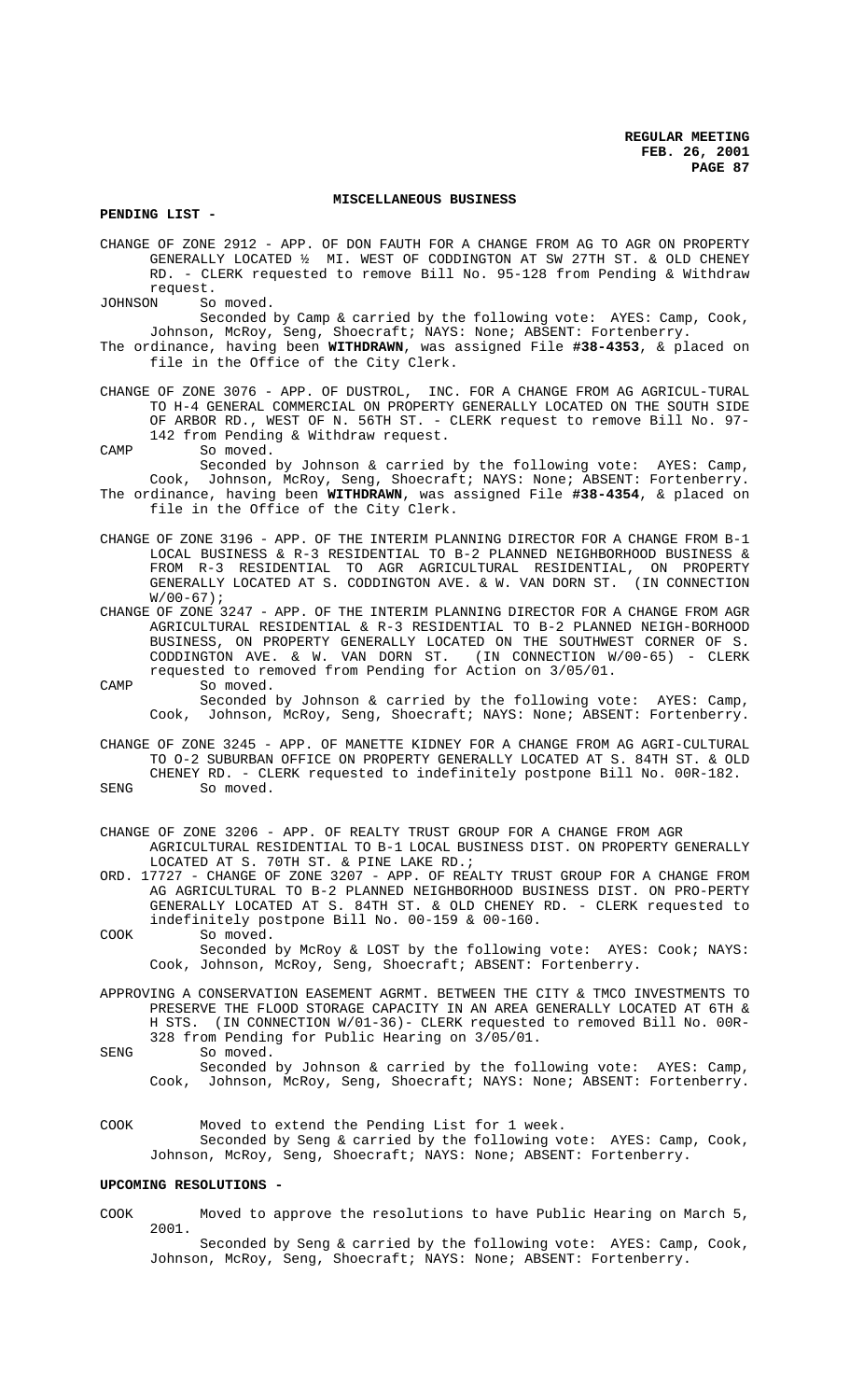**MISCELLANEOUS BUSINESS**

**PENDING LIST -**

CHANGE OF ZONE 2912 - APP. OF DON FAUTH FOR A CHANGE FROM AG TO AGR ON PROPERTY GENERALLY LOCATED ½ MI. WEST OF CODDINGTON AT SW 27TH ST. & OLD CHENEY RD. - CLERK requested to remove Bill No. 95-128 from Pending & Withdraw request.

JOHNSON So moved.

Seconded by Camp & carried by the following vote: AYES: Camp, Cook, Johnson, McRoy, Seng, Shoecraft; NAYS: None; ABSENT: Fortenberry.

The ordinance, having been **WITHDRAWN**, was assigned File **#38-4353**, & placed on file in the Office of the City Clerk.

CHANGE OF ZONE 3076 - APP. OF DUSTROL, INC. FOR A CHANGE FROM AG AGRICUL-TURAL TO H-4 GENERAL COMMERCIAL ON PROPERTY GENERALLY LOCATED ON THE SOUTH SIDE OF ARBOR RD., WEST OF N. 56TH ST. - CLERK request to remove Bill No. 97-142 from Pending & Withdraw request.

CAMP So moved.

Seconded by Johnson & carried by the following vote: AYES: Camp, Cook, Johnson, McRoy, Seng, Shoecraft; NAYS: None; ABSENT: Fortenberry.

The ordinance, having been **WITHDRAWN**, was assigned File **#38-4354**, & placed on file in the Office of the City Clerk.

CHANGE OF ZONE 3196 - APP. OF THE INTERIM PLANNING DIRECTOR FOR A CHANGE FROM B-1 LOCAL BUSINESS & R-3 RESIDENTIAL TO B-2 PLANNED NEIGHBORHOOD BUSINESS & FROM R-3 RESIDENTIAL TO AGR AGRICULTURAL RESIDENTIAL, ON PROPERTY GENERALLY LOCATED AT S. CODDINGTON AVE. & W. VAN DORN ST. (IN CONNECTION W/00-67);

CHANGE OF ZONE 3247 - APP. OF THE INTERIM PLANNING DIRECTOR FOR A CHANGE FROM AGR AGRICULTURAL RESIDENTIAL & R-3 RESIDENTIAL TO B-2 PLANNED NEIGH-BORHOOD BUSINESS, ON PROPERTY GENERALLY LOCATED ON THE SOUTHWEST CORNER OF S. CODDINGTON AVE. & W. VAN DORN ST. (IN CONNECTION W/00-65) - CLERK requested to removed from Pending for Action on 3/05/01.

CAMP So moved.

Seconded by Johnson & carried by the following vote: AYES: Camp, Cook, Johnson, McRoy, Seng, Shoecraft; NAYS: None; ABSENT: Fortenberry.

CHANGE OF ZONE 3245 - APP. OF MANETTE KIDNEY FOR A CHANGE FROM AG AGRI-CULTURAL TO O-2 SUBURBAN OFFICE ON PROPERTY GENERALLY LOCATED AT S. 84TH ST. & OLD CHENEY RD. - CLERK requested to indefinitely postpone Bill No. 00R-182.

SENG So moved.

CHANGE OF ZONE 3206 - APP. OF REALTY TRUST GROUP FOR A CHANGE FROM AGR AGRICULTURAL RESIDENTIAL TO B-1 LOCAL BUSINESS DIST. ON PROPERTY GENERALLY LOCATED AT S. 70TH ST. & PINE LAKE RD.;

ORD. 17727 - CHANGE OF ZONE 3207 - APP. OF REALTY TRUST GROUP FOR A CHANGE FROM AG AGRICULTURAL TO B-2 PLANNED NEIGHBORHOOD BUSINESS DIST. ON PRO-PERTY GENERALLY LOCATED AT S. 84TH ST. & OLD CHENEY RD. - CLERK requested to indefinitely postpone Bill No. 00-159 & 00-160.

COOK So moved.

Seconded by McRoy & LOST by the following vote: AYES: Cook; NAYS: Cook, Johnson, McRoy, Seng, Shoecraft; ABSENT: Fortenberry.

APPROVING A CONSERVATION EASEMENT AGRMT. BETWEEN THE CITY & TMCO INVESTMENTS TO PRESERVE THE FLOOD STORAGE CAPACITY IN AN AREA GENERALLY LOCATED AT 6TH & H STS. (IN CONNECTION W/01-36)- CLERK requested to removed Bill No. 00R-328 from Pending for Public Hearing on 3/05/01.

SENG So moved.

Seconded by Johnson & carried by the following vote: AYES: Camp, Cook, Johnson, McRoy, Seng, Shoecraft; NAYS: None; ABSENT: Fortenberry.

COOK Moved to extend the Pending List for 1 week.

Seconded by Seng & carried by the following vote: AYES: Camp, Cook, Johnson, McRoy, Seng, Shoecraft; NAYS: None; ABSENT: Fortenberry.

**UPCOMING RESOLUTIONS -**

COOK Moved to approve the resolutions to have Public Hearing on March 5, 2001.

Seconded by Seng & carried by the following vote: AYES: Camp, Cook, Johnson, McRoy, Seng, Shoecraft; NAYS: None; ABSENT: Fortenberry.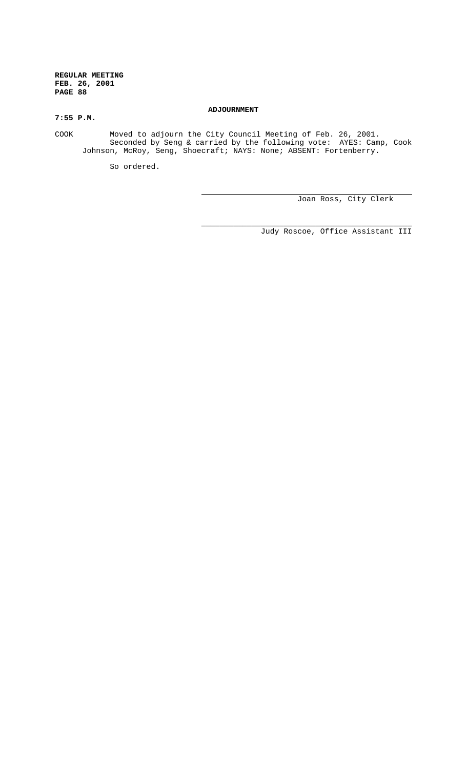## ADJOURNMENT

**7:55 P.M.**

COOK Moved to adjourn the City Council Meeting of Feb. 26, 2001.
Seconded by Seng & carried by the following vote: AYES: Camp, Cook Johnson, McRoy, Seng, Shoecraft; NAYS: None; ABSENT: Fortenberry.

So ordered.

\_\_\_\_\_\_\_\_\_\_\_\_\_\_\_\_\_\_\_\_\_\_\_\_\_\_\_\_\_\_\_\_\_\_\_\_\_\_\_\_\_\_\_\_\_\_
Joan Ross, City Clerk

\_\_\_\_\_\_\_\_\_\_\_\_\_\_\_\_\_\_\_\_\_\_\_\_\_\_\_\_\_\_\_\_\_\_\_\_\_\_\_\_\_\_\_\_\_\_
Judy Roscoe, Office Assistant III